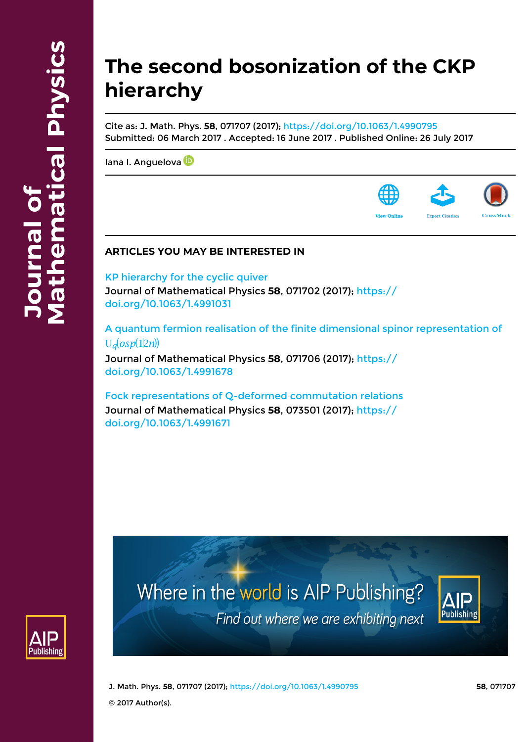# The second bosonization of the CKP hierarchy

Cite as: J. Math. Phys. **58**, 071707 (2017); https://doi.org/10.1063/1.4990795
Submitted: 06 March 2017 . Accepted: 16 June 2017 . Published Online: 26 July 2017

Iana I. Anguelova

View Online | Export Citation | CrossMark

## ARTICLES YOU MAY BE INTERESTED IN

KP hierarchy for the cyclic quiver
Journal of Mathematical Physics **58**, 071702 (2017); https://doi.org/10.1063/1.4991031

A quantum fermion realisation of the finite dimensional spinor representation of $U_q(osp(1|2n))$
Journal of Mathematical Physics **58**, 071706 (2017); https://doi.org/10.1063/1.4991678

Fock representations of Q-deformed commutation relations
Journal of Mathematical Physics **58**, 073501 (2017); https://doi.org/10.1063/1.4991671

Where in the world is AIP Publishing?
Find out where we are exhibiting next

© 2017 Author(s).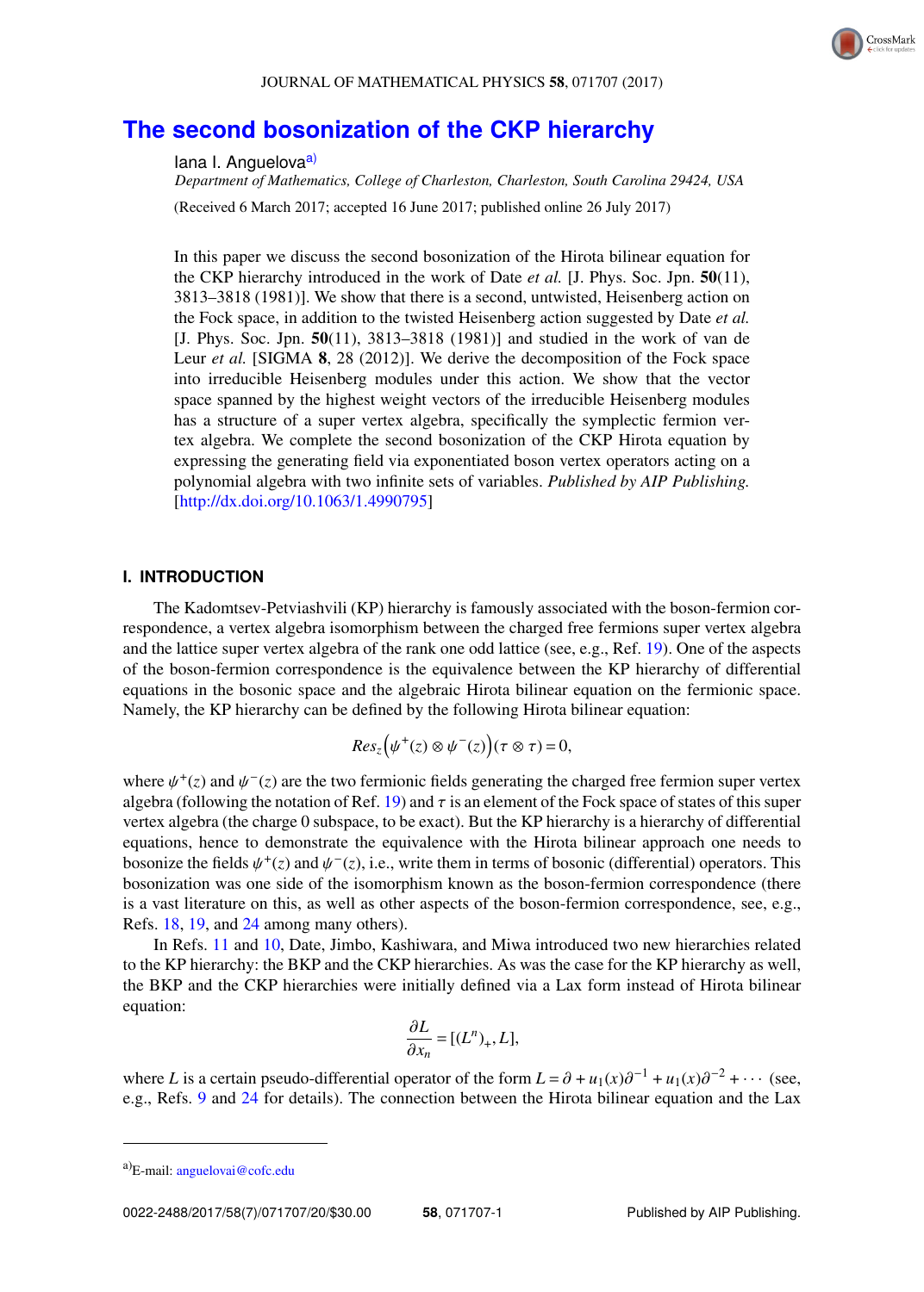# The second bosonization of the CKP hierarchy

Iana I. Anguelova[a)]

*Department of Mathematics, College of Charleston, Charleston, South Carolina 29424, USA*

(Received 6 March 2017; accepted 16 June 2017; published online 26 July 2017)

In this paper we discuss the second bosonization of the Hirota bilinear equation for the CKP hierarchy introduced in the work of Date *et al.* [J. Phys. Soc. Jpn. **50**(11), 3813–3818 (1981)]. We show that there is a second, untwisted, Heisenberg action on the Fock space, in addition to the twisted Heisenberg action suggested by Date *et al.* [J. Phys. Soc. Jpn. **50**(11), 3813–3818 (1981)] and studied in the work of van de Leur *et al.* [SIGMA **8**, 28 (2012)]. We derive the decomposition of the Fock space into irreducible Heisenberg modules under this action. We show that the vector space spanned by the highest weight vectors of the irreducible Heisenberg modules has a structure of a super vertex algebra, specifically the symplectic fermion vertex algebra. We complete the second bosonization of the CKP Hirota equation by expressing the generating field via exponentiated boson vertex operators acting on a polynomial algebra with two infinite sets of variables. *Published by AIP Publishing.* [http://dx.doi.org/10.1063/1.4990795]

## I. INTRODUCTION

The Kadomtsev-Petviashvili (KP) hierarchy is famously associated with the boson-fermion correspondence, a vertex algebra isomorphism between the charged free fermions super vertex algebra and the lattice super vertex algebra of the rank one odd lattice (see, e.g., Ref. 19). One of the aspects of the boson-fermion correspondence is the equivalence between the KP hierarchy of differential equations in the bosonic space and the algebraic Hirota bilinear equation on the fermionic space. Namely, the KP hierarchy can be defined by the following Hirota bilinear equation:

$$Res_z\Big(\psi^+(z) \otimes \psi^-(z)\Big)(\tau \otimes \tau) = 0,$$

where $\psi^+(z)$ and $\psi^-(z)$ are the two fermionic fields generating the charged free fermion super vertex algebra (following the notation of Ref. 19) and $\tau$ is an element of the Fock space of states of this super vertex algebra (the charge 0 subspace, to be exact). But the KP hierarchy is a hierarchy of differential equations, hence to demonstrate the equivalence with the Hirota bilinear approach one needs to bosonize the fields $\psi^+(z)$ and $\psi^-(z)$, i.e., write them in terms of bosonic (differential) operators. This bosonization was one side of the isomorphism known as the boson-fermion correspondence (there is a vast literature on this, as well as other aspects of the boson-fermion correspondence, see, e.g., Refs. 18, 19, and 24 among many others).

In Refs. 11 and 10, Date, Jimbo, Kashiwara, and Miwa introduced two new hierarchies related to the KP hierarchy: the BKP and the CKP hierarchies. As was the case for the KP hierarchy as well, the BKP and the CKP hierarchies were initially defined via a Lax form instead of Hirota bilinear equation:

$$\frac{\partial L}{\partial x_n} = [(L^n)_+, L],$$

where $L$ is a certain pseudo-differential operator of the form $L = \partial + u_1(x)\partial^{-1} + u_1(x)\partial^{-2} + \cdots$ (see, e.g., Refs. 9 and 24 for details). The connection between the Hirota bilinear equation and the Lax

[a)]E-mail: anguelovai@cofc.edu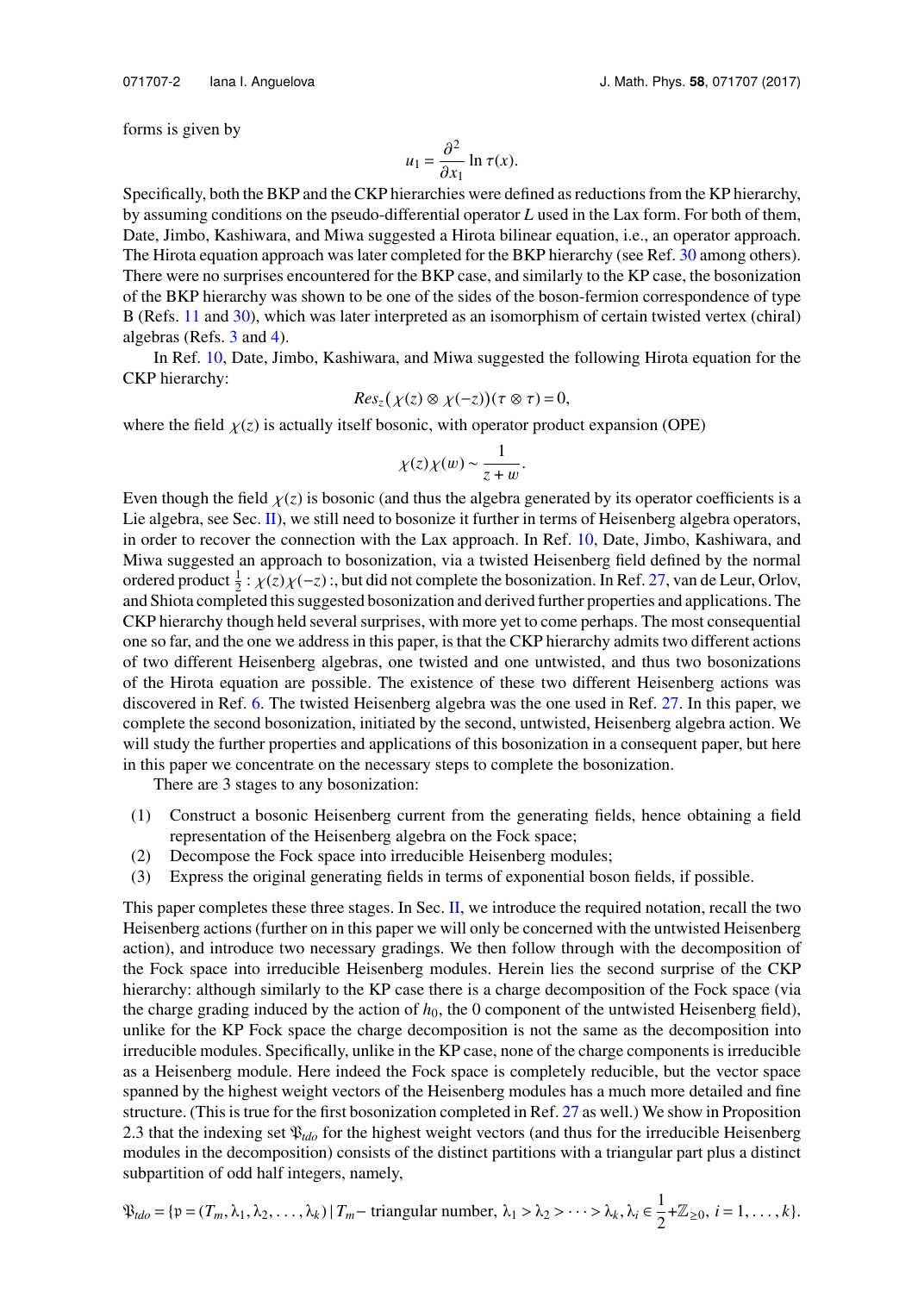forms is given by

$$u_1 = \frac{\partial^2}{\partial x_1} \ln \tau(x).$$

Specifically, both the BKP and the CKP hierarchies were defined as reductions from the KP hierarchy, by assuming conditions on the pseudo-differential operator $L$ used in the Lax form. For both of them, Date, Jimbo, Kashiwara, and Miwa suggested a Hirota bilinear equation, i.e., an operator approach. The Hirota equation approach was later completed for the BKP hierarchy (see Ref. 30 among others). There were no surprises encountered for the BKP case, and similarly to the KP case, the bosonization of the BKP hierarchy was shown to be one of the sides of the boson-fermion correspondence of type B (Refs. 11 and 30), which was later interpreted as an isomorphism of certain twisted vertex (chiral) algebras (Refs. 3 and 4).

In Ref. 10, Date, Jimbo, Kashiwara, and Miwa suggested the following Hirota equation for the CKP hierarchy:

$$Res_z(\chi(z) \otimes \chi(-z))(\tau \otimes \tau) = 0,$$

where the field $\chi(z)$ is actually itself bosonic, with operator product expansion (OPE)

$$\chi(z)\chi(w) \sim \frac{1}{z+w}.$$

Even though the field $\chi(z)$ is bosonic (and thus the algebra generated by its operator coefficients is a Lie algebra, see Sec. II), we still need to bosonize it further in terms of Heisenberg algebra operators, in order to recover the connection with the Lax approach. In Ref. 10, Date, Jimbo, Kashiwara, and Miwa suggested an approach to bosonization, via a twisted Heisenberg field defined by the normal ordered product $\frac{1}{2} : \chi(z)\chi(-z) :$, but did not complete the bosonization. In Ref. 27, van de Leur, Orlov, and Shiota completed this suggested bosonization and derived further properties and applications. The CKP hierarchy though held several surprises, with more yet to come perhaps. The most consequential one so far, and the one we address in this paper, is that the CKP hierarchy admits two different actions of two different Heisenberg algebras, one twisted and one untwisted, and thus two bosonizations of the Hirota equation are possible. The existence of these two different Heisenberg actions was discovered in Ref. 6. The twisted Heisenberg algebra was the one used in Ref. 27. In this paper, we complete the second bosonization, initiated by the second, untwisted, Heisenberg algebra action. We will study the further properties and applications of this bosonization in a consequent paper, but here in this paper we concentrate on the necessary steps to complete the bosonization.

There are 3 stages to any bosonization:

1. Construct a bosonic Heisenberg current from the generating fields, hence obtaining a field representation of the Heisenberg algebra on the Fock space;
2. Decompose the Fock space into irreducible Heisenberg modules;
3. Express the original generating fields in terms of exponential boson fields, if possible.

This paper completes these three stages. In Sec. II, we introduce the required notation, recall the two Heisenberg actions (further on in this paper we will only be concerned with the untwisted Heisenberg action), and introduce two necessary gradings. We then follow through with the decomposition of the Fock space into irreducible Heisenberg modules. Herein lies the second surprise of the CKP hierarchy: although similarly to the KP case there is a charge decomposition of the Fock space (via the charge grading induced by the action of $h_0$, the 0 component of the untwisted Heisenberg field), unlike for the KP Fock space the charge decomposition is not the same as the decomposition into irreducible modules. Specifically, unlike in the KP case, none of the charge components is irreducible as a Heisenberg module. Here indeed the Fock space is completely reducible, but the vector space spanned by the highest weight vectors of the Heisenberg modules has a much more detailed and fine structure. (This is true for the first bosonization completed in Ref. 27 as well.) We show in Proposition 2.3 that the indexing set $\mathfrak{P}_{tdo}$ for the highest weight vectors (and thus for the irreducible Heisenberg modules in the decomposition) consists of the distinct partitions with a triangular part plus a distinct subpartition of odd half integers, namely,

$$\mathfrak{P}_{tdo} = \{\mathfrak{p} = (T_m, \lambda_1, \lambda_2, \dots, \lambda_k) \,|\, T_m - \text{triangular number}, \ \lambda_1 > \lambda_2 > \dots > \lambda_k, \lambda_i \in \frac{1}{2} + \mathbb{Z}_{\geq 0}, \ i = 1, \dots, k\}.$$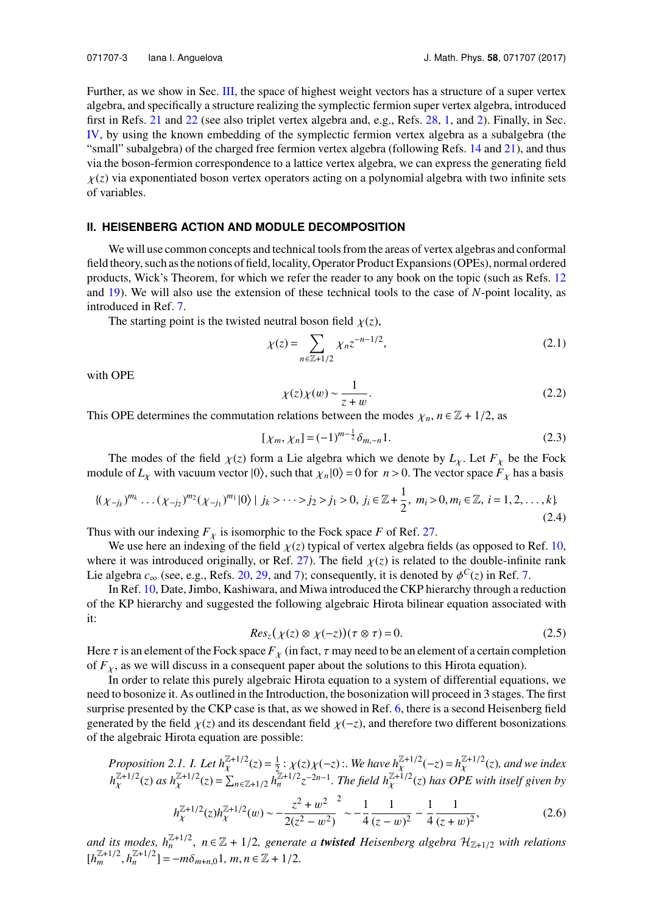Further, as we show in Sec. III, the space of highest weight vectors has a structure of a super vertex algebra, and specifically a structure realizing the symplectic fermion super vertex algebra, introduced first in Refs. 21 and 22 (see also triplet vertex algebra and, e.g., Refs. 28, 1, and 2). Finally, in Sec. IV, by using the known embedding of the symplectic fermion vertex algebra as a subalgebra (the "small" subalgebra) of the charged free fermion vertex algebra (following Refs. 14 and 21), and thus via the boson-fermion correspondence to a lattice vertex algebra, we can express the generating field $\chi(z)$ via exponentiated boson vertex operators acting on a polynomial algebra with two infinite sets of variables.

## II. HEISENBERG ACTION AND MODULE DECOMPOSITION

We will use common concepts and technical tools from the areas of vertex algebras and conformal field theory, such as the notions of field, locality, Operator Product Expansions (OPEs), normal ordered products, Wick's Theorem, for which we refer the reader to any book on the topic (such as Refs. 12 and 19). We will also use the extension of these technical tools to the case of $N$-point locality, as introduced in Ref. 7.

The starting point is the twisted neutral boson field $\chi(z)$,

$$\chi(z) = \sum_{n\in\mathbb{Z}+1/2} \chi_n z^{-n-1/2}, \tag{2.1}$$

with OPE

$$\chi(z)\chi(w) \sim \frac{1}{z+w}. \tag{2.2}$$

This OPE determines the commutation relations between the modes $\chi_n$, $n \in \mathbb{Z}+1/2$, as

$$[\chi_m, \chi_n] = (-1)^{m-\frac{1}{2}}\delta_{m,-n}1. \tag{2.3}$$

The modes of the field $\chi(z)$ form a Lie algebra which we denote by $L_\chi$. Let $F_\chi$ be the Fock module of $L_\chi$ with vacuum vector $|0\rangle$, such that $\chi_n|0\rangle = 0$ for $n > 0$. The vector space $F_\chi$ has a basis

$$\{(\chi_{-j_k})^{m_k} \ldots (\chi_{-j_2})^{m_2}(\chi_{-j_1})^{m_1}|0\rangle \mid j_k > \cdots > j_2 > j_1 > 0,\ j_i \in \mathbb{Z}+\frac{1}{2},\ m_i > 0, m_i \in \mathbb{Z},\ i = 1, 2, \ldots, k\}. \tag{2.4}$$

Thus with our indexing $F_\chi$ is isomorphic to the Fock space $F$ of Ref. 27.

We use here an indexing of the field $\chi(z)$ typical of vertex algebra fields (as opposed to Ref. 10, where it was introduced originally, or Ref. 27). The field $\chi(z)$ is related to the double-infinite rank Lie algebra $c_\infty$ (see, e.g., Refs. 20, 29, and 7); consequently, it is denoted by $\phi^C(z)$ in Ref. 7.

In Ref. 10, Date, Jimbo, Kashiwara, and Miwa introduced the CKP hierarchy through a reduction of the KP hierarchy and suggested the following algebraic Hirota bilinear equation associated with it:

$$Res_z\big(\chi(z) \otimes \chi(-z)\big)(\tau \otimes \tau) = 0. \tag{2.5}$$

Here $\tau$ is an element of the Fock space $F_\chi$ (in fact, $\tau$ may need to be an element of a certain completion of $F_\chi$, as we will discuss in a consequent paper about the solutions to this Hirota equation).

In order to relate this purely algebraic Hirota equation to a system of differential equations, we need to bosonize it. As outlined in the Introduction, the bosonization will proceed in 3 stages. The first surprise presented by the CKP case is that, as we showed in Ref. 6, there is a second Heisenberg field generated by the field $\chi(z)$ and its descendant field $\chi(-z)$, and therefore two different bosonizations of the algebraic Hirota equation are possible:

*Proposition 2.1. I. Let $h_\chi^{\mathbb{Z}+1/2}(z) = \frac{1}{2} : \chi(z)\chi(-z) :$. We have $h_\chi^{\mathbb{Z}+1/2}(-z) = h_\chi^{\mathbb{Z}+1/2}(z)$, and we index $h_\chi^{\mathbb{Z}+1/2}(z)$ as $h_\chi^{\mathbb{Z}+1/2}(z) = \sum_{n\in\mathbb{Z}+1/2} h_n^{\mathbb{Z}+1/2} z^{-2n-1}$. The field $h_\chi^{\mathbb{Z}+1/2}(z)$ has OPE with itself given by*

$$h_\chi^{\mathbb{Z}+1/2}(z)h_\chi^{\mathbb{Z}+1/2}(w) \sim -\left(\frac{z^2+w^2}{2(z^2-w^2)}\right)^2 \sim -\frac{1}{4}\frac{1}{(z-w)^2} - \frac{1}{4}\frac{1}{(z+w)^2}, \tag{2.6}$$

*and its modes, $h_n^{\mathbb{Z}+1/2}$, $n \in \mathbb{Z}+1/2$, generate a **twisted** Heisenberg algebra $\mathcal{H}_{\mathbb{Z}+1/2}$ with relations $[h_m^{\mathbb{Z}+1/2}, h_n^{\mathbb{Z}+1/2}] = -m\delta_{m+n,0}1$, $m, n \in \mathbb{Z}+1/2$.*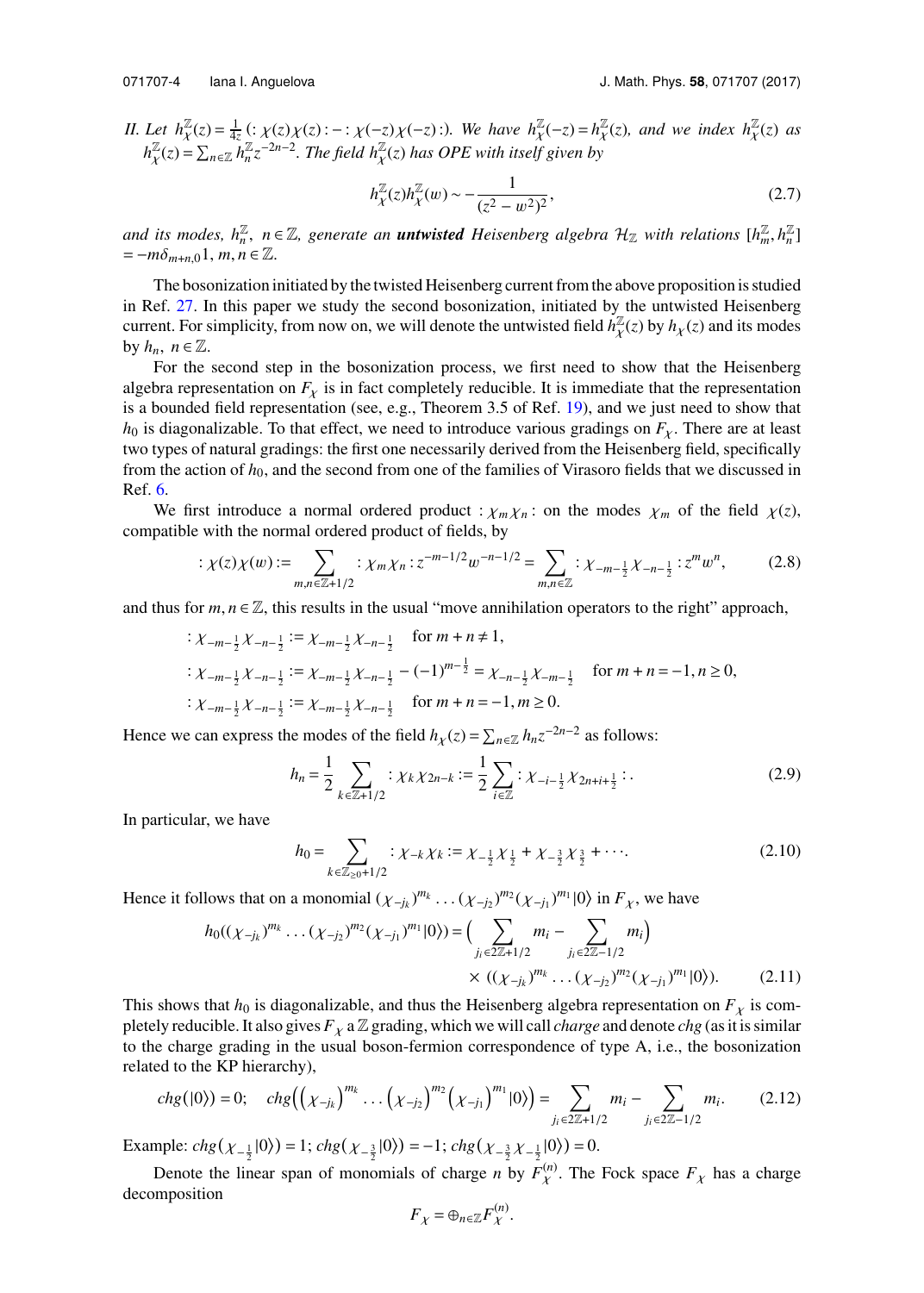*II. Let* $h^{\mathbb{Z}}_{\chi}(z) = \frac{1}{4z}\left(:\chi(z)\chi(z): - :\chi(-z)\chi(-z):\right)$*. We have* $h^{\mathbb{Z}}_{\chi}(-z) = h^{\mathbb{Z}}_{\chi}(z)$*, and we index* $h^{\mathbb{Z}}_{\chi}(z)$ *as* $h^{\mathbb{Z}}_{\chi}(z) = \sum_{n\in\mathbb{Z}} h^{\mathbb{Z}}_n z^{-2n-2}$*. The field* $h^{\mathbb{Z}}_{\chi}(z)$ *has OPE with itself given by*

$$h^{\mathbb{Z}}_{\chi}(z)h^{\mathbb{Z}}_{\chi}(w) \sim -\frac{1}{(z^2-w^2)^2}, \tag{2.7}$$

*and its modes,* $h^{\mathbb{Z}}_n$*,* $n\in\mathbb{Z}$*, generate an* ***untwisted*** *Heisenberg algebra* $\mathcal{H}_{\mathbb{Z}}$ *with relations* $[h^{\mathbb{Z}}_m, h^{\mathbb{Z}}_n] = -m\delta_{m+n,0}1$*,* $m,n\in\mathbb{Z}$*.*

The bosonization initiated by the twisted Heisenberg current from the above proposition is studied in Ref. 27. In this paper we study the second bosonization, initiated by the untwisted Heisenberg current. For simplicity, from now on, we will denote the untwisted field $h^{\mathbb{Z}}_{\chi}(z)$ by $h_{\chi}(z)$ and its modes by $h_n$, $n\in\mathbb{Z}$.

For the second step in the bosonization process, we first need to show that the Heisenberg algebra representation on $F_{\chi}$ is in fact completely reducible. It is immediate that the representation is a bounded field representation (see, e.g., Theorem 3.5 of Ref. 19), and we just need to show that $h_0$ is diagonalizable. To that effect, we need to introduce various gradings on $F_{\chi}$. There are at least two types of natural gradings: the first one necessarily derived from the Heisenberg field, specifically from the action of $h_0$, and the second from one of the families of Virasoro fields that we discussed in Ref. 6.

We first introduce a normal ordered product $:\chi_m\chi_n:$ on the modes $\chi_m$ of the field $\chi(z)$, compatible with the normal ordered product of fields, by

$$:\chi(z)\chi(w): = \sum_{m,n\in\mathbb{Z}+1/2} :\chi_m\chi_n: z^{-m-1/2}w^{-n-1/2} = \sum_{m,n\in\mathbb{Z}} :\chi_{-m-\frac{1}{2}}\chi_{-n-\frac{1}{2}}: z^m w^n, \tag{2.8}$$

and thus for $m,n\in\mathbb{Z}$, this results in the usual "move annihilation operators to the right" approach,

$$:\chi_{-m-\frac{1}{2}}\chi_{-n-\frac{1}{2}}: := \chi_{-m-\frac{1}{2}}\chi_{-n-\frac{1}{2}} \quad \text{for } m+n\neq 1,$$

$$:\chi_{-m-\frac{1}{2}}\chi_{-n-\frac{1}{2}}: := \chi_{-m-\frac{1}{2}}\chi_{-n-\frac{1}{2}} - (-1)^{m-\frac{1}{2}} = \chi_{-n-\frac{1}{2}}\chi_{-m-\frac{1}{2}} \quad \text{for } m+n=-1, n\geq 0,$$

$$:\chi_{-m-\frac{1}{2}}\chi_{-n-\frac{1}{2}}: := \chi_{-m-\frac{1}{2}}\chi_{-n-\frac{1}{2}} \quad \text{for } m+n=-1, m\geq 0.$$

Hence we can express the modes of the field $h_{\chi}(z) = \sum_{n\in\mathbb{Z}} h_n z^{-2n-2}$ as follows:

$$h_n = \frac{1}{2}\sum_{k\in\mathbb{Z}+1/2} :\chi_k\chi_{2n-k}: := \frac{1}{2}\sum_{i\in\mathbb{Z}} :\chi_{-i-\frac{1}{2}}\chi_{2n+i+\frac{1}{2}}:. \tag{2.9}$$

In particular, we have

$$h_0 = \sum_{k\in\mathbb{Z}_{\geq 0}+1/2} :\chi_{-k}\chi_k: := \chi_{-\frac{1}{2}}\chi_{\frac{1}{2}} + \chi_{-\frac{3}{2}}\chi_{\frac{3}{2}} + \cdots. \tag{2.10}$$

Hence it follows that on a monomial $(\chi_{-j_k})^{m_k}\ldots(\chi_{-j_2})^{m_2}(\chi_{-j_1})^{m_1}|0\rangle$ in $F_{\chi}$, we have

$$h_0((\chi_{-j_k})^{m_k}\ldots(\chi_{-j_2})^{m_2}(\chi_{-j_1})^{m_1}|0\rangle) = \Big(\sum_{j_i\in 2\mathbb{Z}+1/2} m_i - \sum_{j_i\in 2\mathbb{Z}-1/2} m_i\Big) \times ((\chi_{-j_k})^{m_k}\ldots(\chi_{-j_2})^{m_2}(\chi_{-j_1})^{m_1}|0\rangle). \tag{2.11}$$

This shows that $h_0$ is diagonalizable, and thus the Heisenberg algebra representation on $F_{\chi}$ is completely reducible. It also gives $F_{\chi}$ a $\mathbb{Z}$ grading, which we will call *charge* and denote *chg* (as it is similar to the charge grading in the usual boson-fermion correspondence of type A, i.e., the bosonization related to the KP hierarchy),

$$chg(|0\rangle) = 0; \quad chg\Big(\big(\chi_{-j_k}\big)^{m_k}\ldots\big(\chi_{-j_2}\big)^{m_2}\big(\chi_{-j_1}\big)^{m_1}|0\rangle\Big) = \sum_{j_i\in 2\mathbb{Z}+1/2} m_i - \sum_{j_i\in 2\mathbb{Z}-1/2} m_i. \tag{2.12}$$

Example: $chg(\chi_{-\frac{1}{2}}|0\rangle) = 1$; $chg(\chi_{-\frac{3}{2}}|0\rangle) = -1$; $chg(\chi_{-\frac{3}{2}}\chi_{-\frac{1}{2}}|0\rangle) = 0$.

Denote the linear span of monomials of charge $n$ by $F^{(n)}_{\chi}$. The Fock space $F_{\chi}$ has a charge decomposition

$$F_{\chi} = \oplus_{n\in\mathbb{Z}} F^{(n)}_{\chi}.$$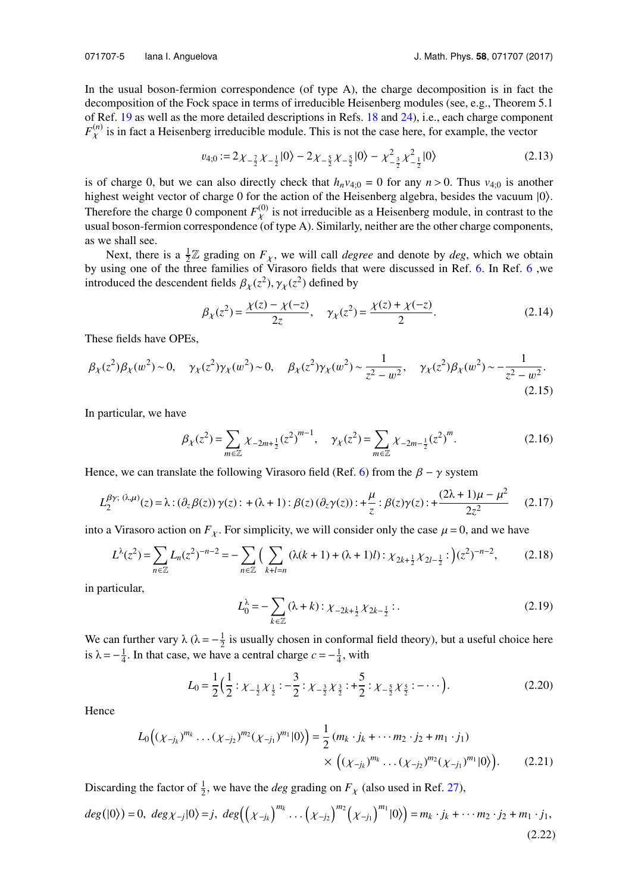In the usual boson-fermion correspondence (of type A), the charge decomposition is in fact the decomposition of the Fock space in terms of irreducible Heisenberg modules (see, e.g., Theorem 5.1 of Ref. 19 as well as the more detailed descriptions in Refs. 18 and 24), i.e., each charge component $F_\chi^{(n)}$ is in fact a Heisenberg irreducible module. This is not the case here, for example, the vector

$$v_{4;0} := 2\chi_{-\frac{7}{2}}\chi_{-\frac{1}{2}}|0\rangle - 2\chi_{-\frac{5}{2}}\chi_{-\frac{5}{2}}|0\rangle - \chi^2_{-\frac{3}{2}}\chi^2_{-\frac{1}{2}}|0\rangle \tag{2.13}$$

is of charge 0, but we can also directly check that $h_n v_{4;0} = 0$ for any $n > 0$. Thus $v_{4;0}$ is another highest weight vector of charge 0 for the action of the Heisenberg algebra, besides the vacuum $|0\rangle$. Therefore the charge 0 component $F_\chi^{(0)}$ is not irreducible as a Heisenberg module, in contrast to the usual boson-fermion correspondence (of type A). Similarly, neither are the other charge components, as we shall see.

Next, there is a $\frac{1}{2}\mathbb{Z}$ grading on $F_\chi$, we will call *degree* and denote by *deg*, which we obtain by using one of the three families of Virasoro fields that were discussed in Ref. 6. In Ref. 6 ,we introduced the descendent fields $\beta_\chi(z^2), \gamma_\chi(z^2)$ defined by

$$\beta_\chi(z^2) = \frac{\chi(z) - \chi(-z)}{2z}, \quad \gamma_\chi(z^2) = \frac{\chi(z) + \chi(-z)}{2}. \tag{2.14}$$

These fields have OPEs,

$$\beta_\chi(z^2)\beta_\chi(w^2) \sim 0, \quad \gamma_\chi(z^2)\gamma_\chi(w^2) \sim 0, \quad \beta_\chi(z^2)\gamma_\chi(w^2) \sim \frac{1}{z^2 - w^2}, \quad \gamma_\chi(z^2)\beta_\chi(w^2) \sim -\frac{1}{z^2 - w^2}. \tag{2.15}$$

In particular, we have

$$\beta_\chi(z^2) = \sum_{m\in\mathbb{Z}} \chi_{-2m+\frac{1}{2}}(z^2)^{m-1}, \quad \gamma_\chi(z^2) = \sum_{m\in\mathbb{Z}} \chi_{-2m-\frac{1}{2}}(z^2)^m. \tag{2.16}$$

Hence, we can translate the following Virasoro field (Ref. 6) from the $\beta - \gamma$ system

$$L_2^{\beta\gamma;\,(\lambda,\mu)}(z) = \lambda : (\partial_z\beta(z))\,\gamma(z) : + (\lambda+1) : \beta(z)\,(\partial_z\gamma(z)) : + \frac{\mu}{z} : \beta(z)\gamma(z) : + \frac{(2\lambda+1)\mu - \mu^2}{2z^2} \tag{2.17}$$

into a Virasoro action on $F_\chi$. For simplicity, we will consider only the case $\mu = 0$, and we have

$$L^\lambda(z^2) = \sum_{n\in\mathbb{Z}} L_n (z^2)^{-n-2} = -\sum_{n\in\mathbb{Z}} \Big( \sum_{k+l=n} (\lambda(k+1) + (\lambda+1)l) : \chi_{2k+\frac{1}{2}}\chi_{2l-\frac{1}{2}} : \Big)(z^2)^{-n-2}, \tag{2.18}$$

in particular,

$$L_0^\lambda = -\sum_{k\in\mathbb{Z}} (\lambda + k) : \chi_{-2k+\frac{1}{2}}\chi_{2k-\frac{1}{2}} : . \tag{2.19}$$

We can further vary $\lambda$ ($\lambda = -\frac{1}{2}$ is usually chosen in conformal field theory), but a useful choice here is $\lambda = -\frac{1}{4}$. In that case, we have a central charge $c = -\frac{1}{4}$, with

$$L_0 = \frac{1}{2}\Big( \frac{1}{2} : \chi_{-\frac{1}{2}}\chi_{\frac{1}{2}} : - \frac{3}{2} : \chi_{-\frac{3}{2}}\chi_{\frac{3}{2}} : + \frac{5}{2} : \chi_{-\frac{5}{2}}\chi_{\frac{5}{2}} : - \cdots \Big). \tag{2.20}$$

Hence

$$L_0\Big( (\chi_{-j_k})^{m_k} \ldots (\chi_{-j_2})^{m_2} (\chi_{-j_1})^{m_1} |0\rangle \Big) = \frac{1}{2}\,(m_k \cdot j_k + \cdots m_2 \cdot j_2 + m_1 \cdot j_1) \times \Big( (\chi_{-j_k})^{m_k} \ldots (\chi_{-j_2})^{m_2} (\chi_{-j_1})^{m_1} |0\rangle \Big). \tag{2.21}$$

Discarding the factor of $\frac{1}{2}$, we have the *deg* grading on $F_\chi$ (also used in Ref. 27),

$$deg(|0\rangle) = 0,\ deg\,\chi_{-j}|0\rangle = j,\ deg\Big( \big(\chi_{-j_k}\big)^{m_k} \ldots \big(\chi_{-j_2}\big)^{m_2} \big(\chi_{-j_1}\big)^{m_1} |0\rangle \Big) = m_k \cdot j_k + \cdots m_2 \cdot j_2 + m_1 \cdot j_1, \tag{2.22}$$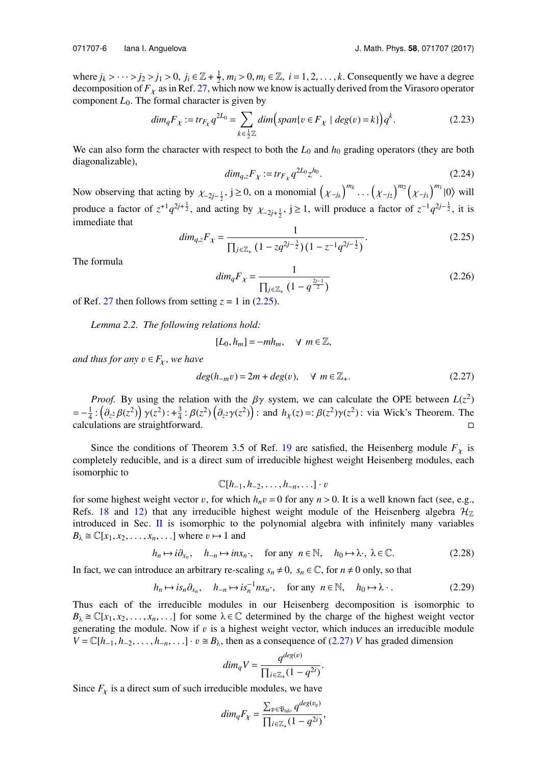where $j_k > \cdots > j_2 > j_1 > 0,\ j_i \in \mathbb{Z} + \frac{1}{2},\ m_i > 0, m_i \in \mathbb{Z},\ i = 1, 2, \ldots, k$. Consequently we have a degree decomposition of $F_\chi$ as in Ref. 27, which we know is actually derived from the Virasoro operator component $L_0$. The formal character is given by

$$dim_q F_\chi := tr_{F_\chi} q^{2L_0} = \sum_{k \in \frac{1}{2}\mathbb{Z}} dim\Big(span\{v \in F_\chi \mid deg(v) = k\}\Big) q^k. \tag{2.23}$$

We can also form the character with respect to both the $L_0$ and $h_0$ grading operators (they are both diagonalizable),

$$dim_{q,z} F_\chi := tr_{F_\chi} q^{2L_0} z^{h_0}. \tag{2.24}$$

Now observing that acting by $\chi_{-2j-\frac{1}{2}}$, $j \geq 0$, on a monomial $\left(\chi_{-j_k}\right)^{m_k} \ldots \left(\chi_{-j_2}\right)^{m_2} \left(\chi_{-j_1}\right)^{m_1} |0\rangle$ will produce a factor of $z^{+1} q^{2j+\frac{1}{2}}$, and acting by $\chi_{-2j+\frac{1}{2}}$, $j \geq 1$, will produce a factor of $z^{-1} q^{2j-\frac{1}{2}}$, it is immediate that

$$dim_{q,z} F_\chi = \frac{1}{\prod_{j \in \mathbb{Z}_+} (1 - z q^{2j-\frac{3}{2}})(1 - z^{-1} q^{2j-\frac{1}{2}})}. \tag{2.25}$$

The formula

$$dim_q F_\chi = \frac{1}{\prod_{j \in \mathbb{Z}_+} (1 - q^{\frac{2j-1}{2}})} \tag{2.26}$$

of Ref. 27 then follows from setting $z = 1$ in (2.25).

*Lemma 2.2. The following relations hold:*

$$[L_0, h_m] = -m h_m, \quad \forall\ m \in \mathbb{Z},$$

*and thus for any $v \in F_\chi$, we have*

$$deg(h_{-m} v) = 2m + deg(v), \quad \forall\ m \in \mathbb{Z}_+. \tag{2.27}$$

*Proof.* By using the relation with the $\beta\gamma$ system, we can calculate the OPE between $L(z^2)$ $= -\frac{1}{4} : \left(\partial_{z^2} \beta(z^2)\right) \gamma(z^2) : + \frac{3}{4} : \beta(z^2) \left(\partial_{z^2} \gamma(z^2)\right) :$ and $h_\chi(z) =: \beta(z^2)\gamma(z^2) :$ via Wick's Theorem. The calculations are straightforward. □

Since the conditions of Theorem 3.5 of Ref. 19 are satisfied, the Heisenberg module $F_\chi$ is completely reducible, and is a direct sum of irreducible highest weight Heisenberg modules, each isomorphic to

$$\mathbb{C}[h_{-1}, h_{-2}, \ldots, h_{-n}, \ldots] \cdot v$$

for some highest weight vector $v$, for which $h_n v = 0$ for any $n > 0$. It is a well known fact (see, e.g., Refs. 18 and 12) that any irreducible highest weight module of the Heisenberg algebra $\mathcal{H}_\mathbb{Z}$ introduced in Sec. II is isomorphic to the polynomial algebra with infinitely many variables $B_\lambda \cong \mathbb{C}[x_1, x_2, \ldots, x_n, \ldots]$ where $v \mapsto 1$ and

$$h_n \mapsto i\partial_{x_n}, \quad h_{-n} \mapsto i n x_n \cdot, \quad \text{for any } n \in \mathbb{N}, \quad h_0 \mapsto \lambda \cdot,\ \lambda \in \mathbb{C}. \tag{2.28}$$

In fact, we can introduce an arbitrary re-scaling $s_n \neq 0,\ s_n \in \mathbb{C}$, for $n \neq 0$ only, so that

$$h_n \mapsto i s_n \partial_{x_n}, \quad h_{-n} \mapsto i s_n^{-1} n x_n \cdot, \quad \text{for any } n \in \mathbb{N}, \quad h_0 \mapsto \lambda \cdot. \tag{2.29}$$

Thus each of the irreducible modules in our Heisenberg decomposition is isomorphic to $B_\lambda \cong \mathbb{C}[x_1, x_2, \ldots, x_n, \ldots]$ for some $\lambda \in \mathbb{C}$ determined by the charge of the highest weight vector generating the module. Now if $v$ is a highest weight vector, which induces an irreducible module $V = \mathbb{C}[h_{-1}, h_{-2}, \ldots, h_{-n}, \ldots] \cdot v \cong B_\lambda$, then as a consequence of (2.27) $V$ has graded dimension

$$dim_q V = \frac{q^{deg(v)}}{\prod_{i \in \mathbb{Z}_+} (1 - q^{2i})}.$$

Since $F_\chi$ is a direct sum of such irreducible modules, we have

$$dim_q F_\chi = \frac{\sum_{\mathfrak{p} \in \mathfrak{P}_{tdo}} q^{deg(v_\mathfrak{p})}}{\prod_{i \in \mathbb{Z}_+} (1 - q^{2i})},$$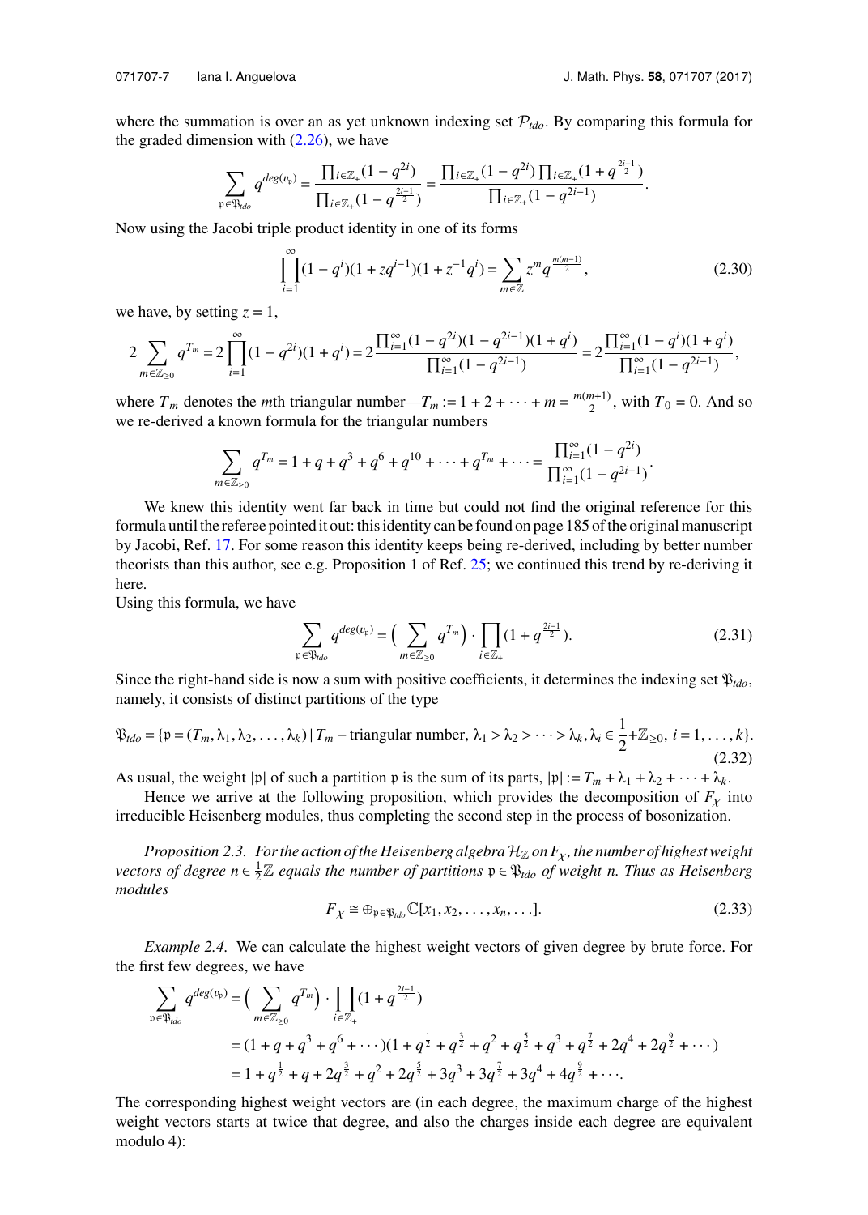where the summation is over an as yet unknown indexing set $\mathcal{P}_{tdo}$. By comparing this formula for the graded dimension with (2.26), we have

$$\sum_{\mathfrak{p}\in\mathfrak{P}_{tdo}} q^{deg(v_{\mathfrak{p}})} = \frac{\prod_{i\in\mathbb{Z}_+}(1-q^{2i})}{\prod_{i\in\mathbb{Z}_+}(1-q^{\frac{2i-1}{2}})} = \frac{\prod_{i\in\mathbb{Z}_+}(1-q^{2i})\prod_{i\in\mathbb{Z}_+}(1+q^{\frac{2i-1}{2}})}{\prod_{i\in\mathbb{Z}_+}(1-q^{2i-1})}.$$

Now using the Jacobi triple product identity in one of its forms

$$\prod_{i=1}^{\infty}(1-q^i)(1+zq^{i-1})(1+z^{-1}q^i) = \sum_{m\in\mathbb{Z}} z^m q^{\frac{m(m-1)}{2}}, \tag{2.30}$$

we have, by setting $z=1$,

$$2\sum_{m\in\mathbb{Z}_{\geq 0}} q^{T_m} = 2\prod_{i=1}^{\infty}(1-q^{2i})(1+q^i) = 2\frac{\prod_{i=1}^{\infty}(1-q^{2i})(1-q^{2i-1})(1+q^i)}{\prod_{i=1}^{\infty}(1-q^{2i-1})} = 2\frac{\prod_{i=1}^{\infty}(1-q^i)(1+q^i)}{\prod_{i=1}^{\infty}(1-q^{2i-1})},$$

where $T_m$ denotes the $m$th triangular number—$T_m := 1+2+\cdots+m = \frac{m(m+1)}{2}$, with $T_0 = 0$. And so we re-derived a known formula for the triangular numbers

$$\sum_{m\in\mathbb{Z}_{\geq 0}} q^{T_m} = 1+q+q^3+q^6+q^{10}+\cdots+q^{T_m}+\cdots = \frac{\prod_{i=1}^{\infty}(1-q^{2i})}{\prod_{i=1}^{\infty}(1-q^{2i-1})}.$$

We knew this identity went far back in time but could not find the original reference for this formula until the referee pointed it out: this identity can be found on page 185 of the original manuscript by Jacobi, Ref. 17. For some reason this identity keeps being re-derived, including by better number theorists than this author, see e.g. Proposition 1 of Ref. 25; we continued this trend by re-deriving it here.

Using this formula, we have

$$\sum_{\mathfrak{p}\in\mathfrak{P}_{tdo}} q^{deg(v_{\mathfrak{p}})} = \Big(\sum_{m\in\mathbb{Z}_{\geq 0}} q^{T_m}\Big)\cdot\prod_{i\in\mathbb{Z}_+}(1+q^{\frac{2i-1}{2}}). \tag{2.31}$$

Since the right-hand side is now a sum with positive coefficients, it determines the indexing set $\mathfrak{P}_{tdo}$, namely, it consists of distinct partitions of the type

$$\mathfrak{P}_{tdo} = \{\mathfrak{p} = (T_m, \lambda_1, \lambda_2, \ldots, \lambda_k)\,|\, T_m - \text{triangular number},\ \lambda_1 > \lambda_2 > \cdots > \lambda_k, \lambda_i \in \frac{1}{2}+\mathbb{Z}_{\geq 0},\ i=1,\ldots,k\}. \tag{2.32}$$

As usual, the weight $|\mathfrak{p}|$ of such a partition $\mathfrak{p}$ is the sum of its parts, $|\mathfrak{p}| := T_m + \lambda_1 + \lambda_2 + \cdots + \lambda_k$.

Hence we arrive at the following proposition, which provides the decomposition of $F_\chi$ into irreducible Heisenberg modules, thus completing the second step in the process of bosonization.

*Proposition 2.3. For the action of the Heisenberg algebra $\mathcal{H}_\mathbb{Z}$ on $F_\chi$, the number of highest weight vectors of degree $n\in\frac{1}{2}\mathbb{Z}$ equals the number of partitions $\mathfrak{p}\in\mathfrak{P}_{tdo}$ of weight $n$. Thus as Heisenberg modules*

$$F_\chi \cong \oplus_{\mathfrak{p}\in\mathfrak{P}_{tdo}}\mathbb{C}[x_1, x_2, \ldots, x_n, \ldots]. \tag{2.33}$$

*Example 2.4.* We can calculate the highest weight vectors of given degree by brute force. For the first few degrees, we have

$$\begin{aligned}
\sum_{\mathfrak{p}\in\mathfrak{P}_{tdo}} q^{deg(v_{\mathfrak{p}})} &= \Big(\sum_{m\in\mathbb{Z}_{\geq 0}} q^{T_m}\Big)\cdot\prod_{i\in\mathbb{Z}_+}(1+q^{\frac{2i-1}{2}})\\
&= (1+q+q^3+q^6+\cdots)(1+q^{\frac{1}{2}}+q^{\frac{3}{2}}+q^2+q^{\frac{5}{2}}+q^3+q^{\frac{7}{2}}+2q^4+2q^{\frac{9}{2}}+\cdots)\\
&= 1+q^{\frac{1}{2}}+q+2q^{\frac{3}{2}}+q^2+2q^{\frac{5}{2}}+3q^3+3q^{\frac{7}{2}}+3q^4+4q^{\frac{9}{2}}+\cdots.
\end{aligned}$$

The corresponding highest weight vectors are (in each degree, the maximum charge of the highest weight vectors starts at twice that degree, and also the charges inside each degree are equivalent modulo 4):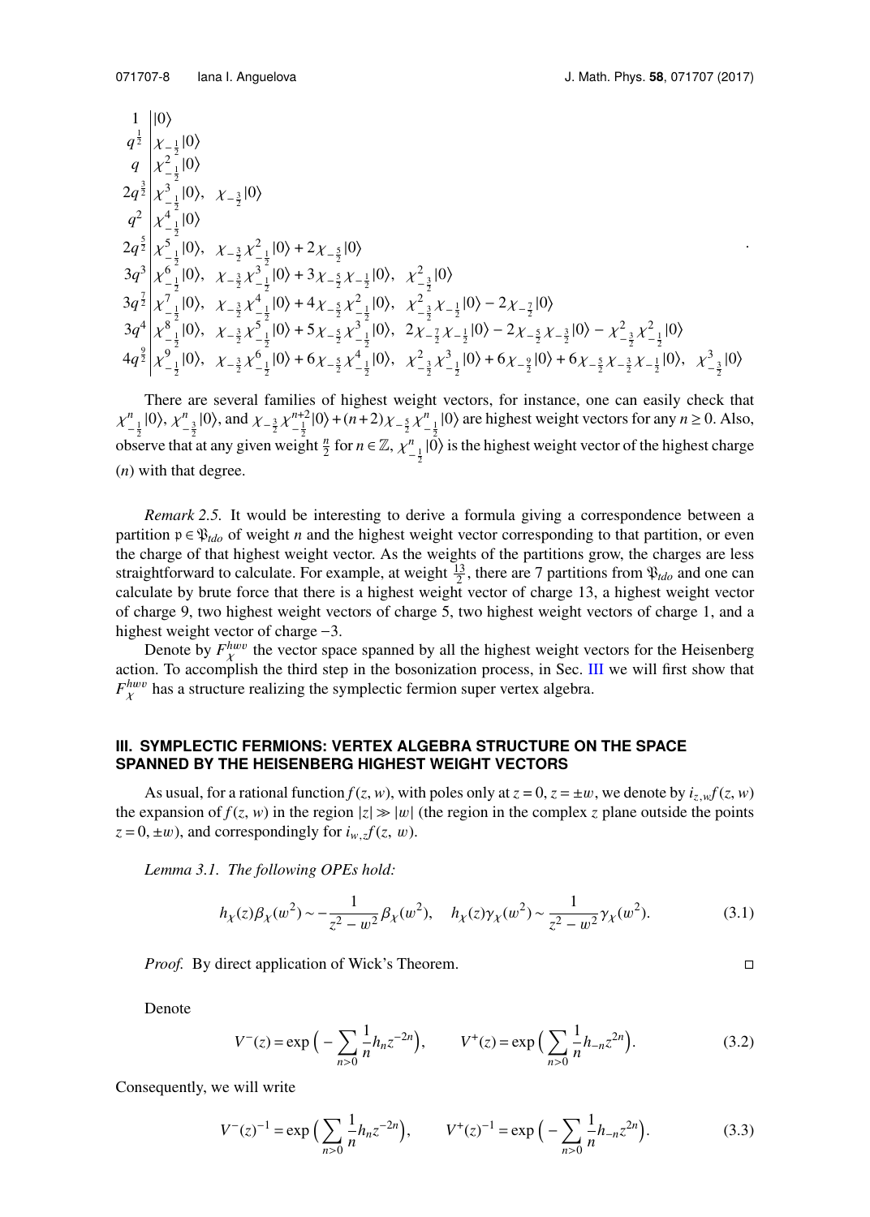$$
\begin{array}{r|l}
1 & |0\rangle \\
q^{\frac{1}{2}} & \chi_{-\frac{1}{2}}|0\rangle \\
q & \chi^2_{-\frac{1}{2}}|0\rangle \\
2q^{\frac{3}{2}} & \chi^3_{-\frac{1}{2}}|0\rangle, \quad \chi_{-\frac{3}{2}}|0\rangle \\
q^2 & \chi^4_{-\frac{1}{2}}|0\rangle \\
2q^{\frac{5}{2}} & \chi^5_{-\frac{1}{2}}|0\rangle, \quad \chi_{-\frac{3}{2}}\chi^2_{-\frac{1}{2}}|0\rangle + 2\chi_{-\frac{5}{2}}|0\rangle \\
3q^3 & \chi^6_{-\frac{1}{2}}|0\rangle, \quad \chi_{-\frac{3}{2}}\chi^3_{-\frac{1}{2}}|0\rangle + 3\chi_{-\frac{5}{2}}\chi_{-\frac{1}{2}}|0\rangle, \quad \chi^2_{-\frac{3}{2}}|0\rangle \\
3q^{\frac{7}{2}} & \chi^7_{-\frac{1}{2}}|0\rangle, \quad \chi_{-\frac{3}{2}}\chi^4_{-\frac{1}{2}}|0\rangle + 4\chi_{-\frac{5}{2}}\chi^2_{-\frac{1}{2}}|0\rangle, \quad \chi^2_{-\frac{3}{2}}\chi_{-\frac{1}{2}}|0\rangle - 2\chi_{-\frac{7}{2}}|0\rangle \\
3q^4 & \chi^8_{-\frac{1}{2}}|0\rangle, \quad \chi_{-\frac{3}{2}}\chi^5_{-\frac{1}{2}}|0\rangle + 5\chi_{-\frac{5}{2}}\chi^3_{-\frac{1}{2}}|0\rangle, \quad 2\chi_{-\frac{7}{2}}\chi_{-\frac{1}{2}}|0\rangle - 2\chi_{-\frac{5}{2}}\chi_{-\frac{3}{2}}|0\rangle - \chi^2_{-\frac{3}{2}}\chi^2_{-\frac{1}{2}}|0\rangle \\
4q^{\frac{9}{2}} & \chi^9_{-\frac{1}{2}}|0\rangle, \quad \chi_{-\frac{3}{2}}\chi^6_{-\frac{1}{2}}|0\rangle + 6\chi_{-\frac{5}{2}}\chi^4_{-\frac{1}{2}}|0\rangle, \quad \chi^2_{-\frac{3}{2}}\chi^3_{-\frac{1}{2}}|0\rangle + 6\chi_{-\frac{9}{2}}|0\rangle + 6\chi_{-\frac{5}{2}}\chi_{-\frac{3}{2}}\chi_{-\frac{1}{2}}|0\rangle, \quad \chi^3_{-\frac{3}{2}}|0\rangle
\end{array}
.
$$

There are several families of highest weight vectors, for instance, one can easily check that $\chi^n_{-\frac{1}{2}}|0\rangle$, $\chi^n_{-\frac{3}{2}}|0\rangle$, and $\chi_{-\frac{3}{2}}\chi^{n+2}_{-\frac{1}{2}}|0\rangle + (n+2)\chi_{-\frac{5}{2}}\chi^n_{-\frac{1}{2}}|0\rangle$ are highest weight vectors for any $n \geq 0$. Also, observe that at any given weight $\frac{n}{2}$ for $n \in \mathbb{Z}$, $\chi^n_{-\frac{1}{2}}|0\rangle$ is the highest weight vector of the highest charge ($n$) with that degree.

*Remark 2.5.* It would be interesting to derive a formula giving a correspondence between a partition $\mathfrak{p} \in \mathfrak{P}_{tdo}$ of weight $n$ and the highest weight vector corresponding to that partition, or even the charge of that highest weight vector. As the weights of the partitions grow, the charges are less straightforward to calculate. For example, at weight $\frac{13}{2}$, there are 7 partitions from $\mathfrak{P}_{tdo}$ and one can calculate by brute force that there is a highest weight vector of charge 13, a highest weight vector of charge 9, two highest weight vectors of charge 5, two highest weight vectors of charge 1, and a highest weight vector of charge $-3$.

Denote by $F^{hwv}_{\chi}$ the vector space spanned by all the highest weight vectors for the Heisenberg action. To accomplish the third step in the bosonization process, in Sec. III we will first show that $F^{hwv}_{\chi}$ has a structure realizing the symplectic fermion super vertex algebra.

## III. SYMPLECTIC FERMIONS: VERTEX ALGEBRA STRUCTURE ON THE SPACE SPANNED BY THE HEISENBERG HIGHEST WEIGHT VECTORS

As usual, for a rational function $f(z, w)$, with poles only at $z = 0, z = \pm w$, we denote by $i_{z,w}f(z, w)$ the expansion of $f(z, w)$ in the region $|z| \gg |w|$ (the region in the complex $z$ plane outside the points $z = 0, \pm w$), and correspondingly for $i_{w,z}f(z, w)$.

*Lemma 3.1. The following OPEs hold:*

$$
h_\chi(z)\beta_\chi(w^2) \sim -\frac{1}{z^2 - w^2}\beta_\chi(w^2), \quad h_\chi(z)\gamma_\chi(w^2) \sim \frac{1}{z^2 - w^2}\gamma_\chi(w^2). \tag{3.1}
$$

*Proof.* By direct application of Wick's Theorem. □

Denote

$$
V^-(z) = \exp\Big(-\sum_{n>0}\frac{1}{n}h_n z^{-2n}\Big), \qquad V^+(z) = \exp\Big(\sum_{n>0}\frac{1}{n}h_{-n} z^{2n}\Big). \tag{3.2}
$$

Consequently, we will write

$$
V^-(z)^{-1} = \exp\Big(\sum_{n>0}\frac{1}{n}h_n z^{-2n}\Big), \qquad V^+(z)^{-1} = \exp\Big(-\sum_{n>0}\frac{1}{n}h_{-n} z^{2n}\Big). \tag{3.3}
$$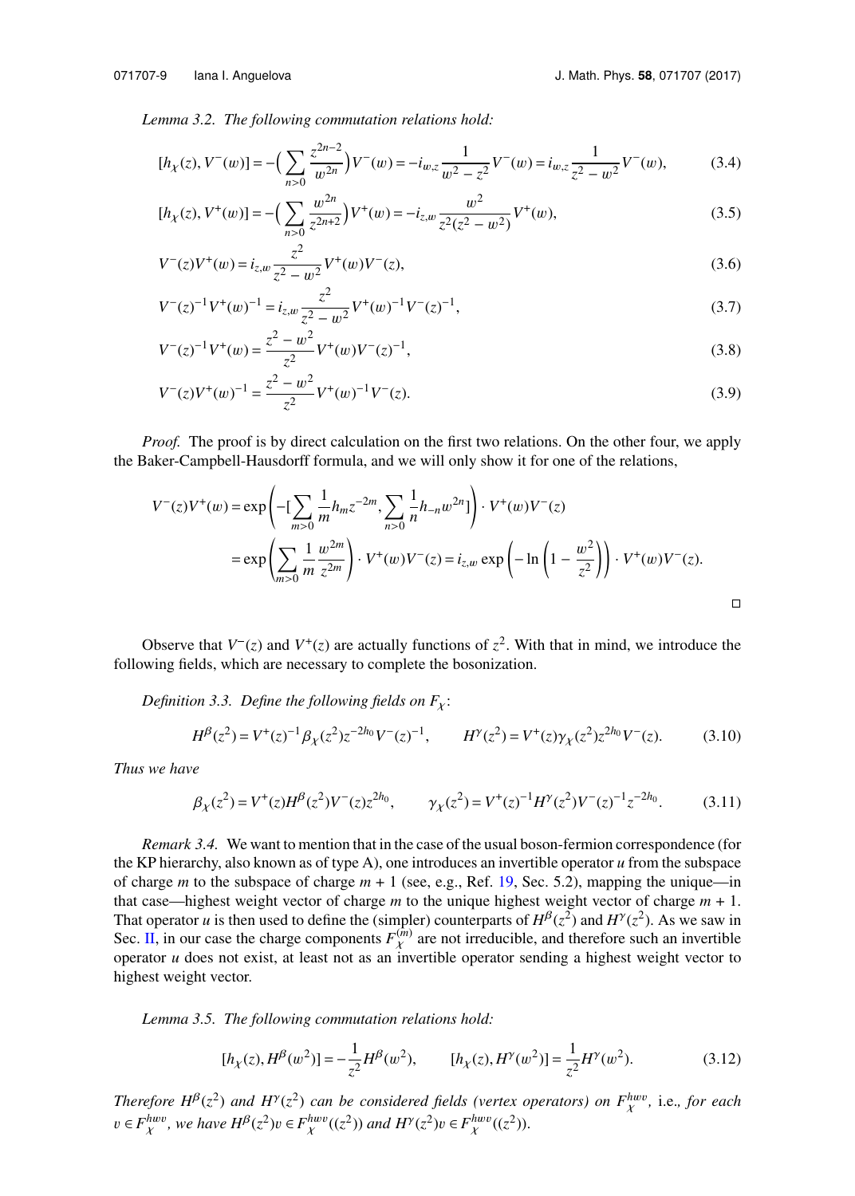*Lemma 3.2. The following commutation relations hold:*

$$[h_\chi(z), V^-(w)] = -\Big(\sum_{n>0} \frac{z^{2n-2}}{w^{2n}}\Big) V^-(w) = -i_{w,z}\frac{1}{w^2 - z^2} V^-(w) = i_{w,z}\frac{1}{z^2 - w^2} V^-(w), \tag{3.4}$$

$$[h_\chi(z), V^+(w)] = -\Big(\sum_{n>0} \frac{w^{2n}}{z^{2n+2}}\Big) V^+(w) = -i_{z,w}\frac{w^2}{z^2(z^2 - w^2)} V^+(w), \tag{3.5}$$

$$V^-(z)V^+(w) = i_{z,w}\frac{z^2}{z^2 - w^2} V^+(w)V^-(z), \tag{3.6}$$

$$V^-(z)^{-1}V^+(w)^{-1} = i_{z,w}\frac{z^2}{z^2 - w^2} V^+(w)^{-1}V^-(z)^{-1}, \tag{3.7}$$

$$V^-(z)^{-1}V^+(w) = \frac{z^2 - w^2}{z^2} V^+(w)V^-(z)^{-1}, \tag{3.8}$$

$$V^-(z)V^+(w)^{-1} = \frac{z^2 - w^2}{z^2} V^+(w)^{-1}V^-(z). \tag{3.9}$$

*Proof.* The proof is by direct calculation on the first two relations. On the other four, we apply the Baker-Campbell-Hausdorff formula, and we will only show it for one of the relations,

$$V^-(z)V^+(w) = \exp\left(-[\sum_{m>0} \frac{1}{m} h_m z^{-2m}, \sum_{n>0} \frac{1}{n} h_{-n} w^{2n}]\right) \cdot V^+(w)V^-(z)$$

$$= \exp\left(\sum_{m>0} \frac{1}{m}\frac{w^{2m}}{z^{2m}}\right) \cdot V^+(w)V^-(z) = i_{z,w}\exp\left(-\ln\left(1 - \frac{w^2}{z^2}\right)\right) \cdot V^+(w)V^-(z).$$

∎

Observe that $V^-(z)$ and $V^+(z)$ are actually functions of $z^2$. With that in mind, we introduce the following fields, which are necessary to complete the bosonization.

*Definition 3.3. Define the following fields on $F_\chi$:*

$$H^\beta(z^2) = V^+(z)^{-1}\beta_\chi(z^2)z^{-2h_0}V^-(z)^{-1}, \qquad H^\gamma(z^2) = V^+(z)\gamma_\chi(z^2)z^{2h_0}V^-(z). \tag{3.10}$$

*Thus we have*

$$\beta_\chi(z^2) = V^+(z)H^\beta(z^2)V^-(z)z^{2h_0}, \qquad \gamma_\chi(z^2) = V^+(z)^{-1}H^\gamma(z^2)V^-(z)^{-1}z^{-2h_0}. \tag{3.11}$$

*Remark 3.4.* We want to mention that in the case of the usual boson-fermion correspondence (for the KP hierarchy, also known as of type A), one introduces an invertible operator $u$ from the subspace of charge $m$ to the subspace of charge $m+1$ (see, e.g., Ref. 19, Sec. 5.2), mapping the unique—in that case—highest weight vector of charge $m$ to the unique highest weight vector of charge $m+1$. That operator $u$ is then used to define the (simpler) counterparts of $H^\beta(z^2)$ and $H^\gamma(z^2)$. As we saw in Sec. II, in our case the charge components $F_\chi^{(m)}$ are not irreducible, and therefore such an invertible operator $u$ does not exist, at least not as an invertible operator sending a highest weight vector to highest weight vector.

*Lemma 3.5. The following commutation relations hold:*

$$[h_\chi(z), H^\beta(w^2)] = -\frac{1}{z^2}H^\beta(w^2), \qquad [h_\chi(z), H^\gamma(w^2)] = \frac{1}{z^2}H^\gamma(w^2). \tag{3.12}$$

*Therefore $H^\beta(z^2)$ and $H^\gamma(z^2)$ can be considered fields (vertex operators) on $F_\chi^{hwv}$,* i.e.*, for each $v \in F_\chi^{hwv}$, we have $H^\beta(z^2)v \in F_\chi^{hwv}((z^2))$ and $H^\gamma(z^2)v \in F_\chi^{hwv}((z^2))$.*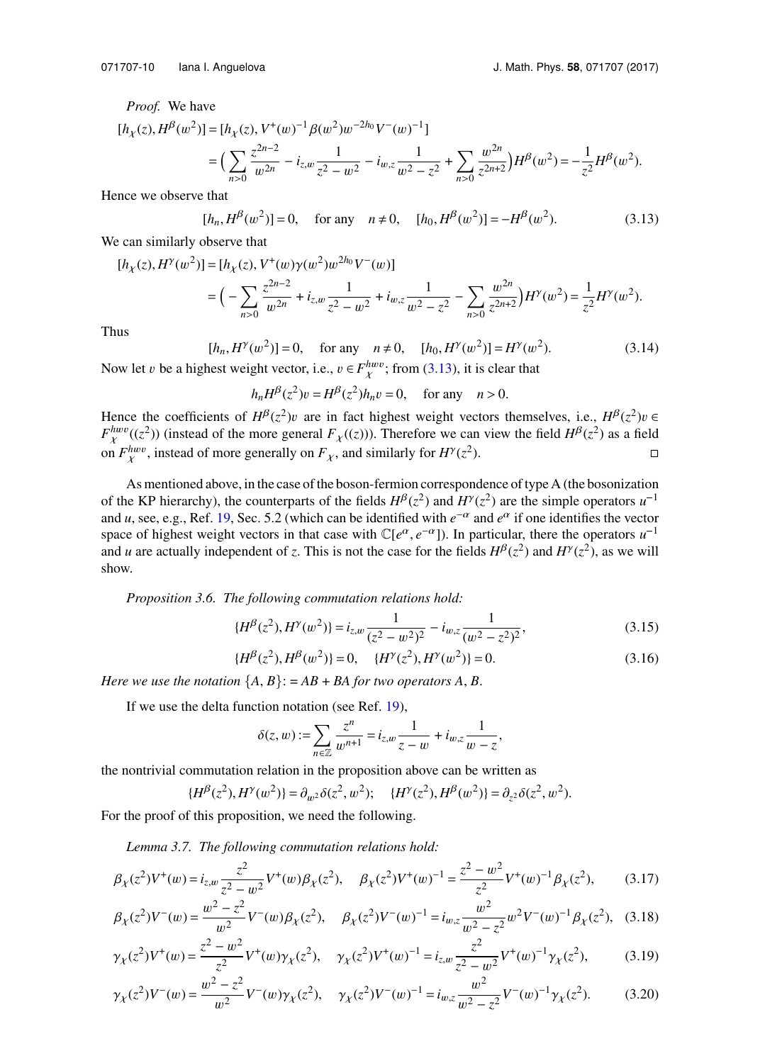*Proof.* We have

$$[h_\chi(z), H^\beta(w^2)] = [h_\chi(z), V^+(w)^{-1}\beta(w^2)w^{-2h_0}V^-(w)^{-1}]$$
$$= \Big(\sum_{n>0}\frac{z^{2n-2}}{w^{2n}} - i_{z,w}\frac{1}{z^2-w^2} - i_{w,z}\frac{1}{w^2-z^2} + \sum_{n>0}\frac{w^{2n}}{z^{2n+2}}\Big)H^\beta(w^2) = -\frac{1}{z^2}H^\beta(w^2).$$

Hence we observe that

$$[h_n, H^\beta(w^2)] = 0, \quad \text{for any} \quad n \neq 0, \quad [h_0, H^\beta(w^2)] = -H^\beta(w^2). \tag{3.13}$$

We can similarly observe that

$$[h_\chi(z), H^\gamma(w^2)] = [h_\chi(z), V^+(w)\gamma(w^2)w^{2h_0}V^-(w)]$$
$$= \Big(-\sum_{n>0}\frac{z^{2n-2}}{w^{2n}} + i_{z,w}\frac{1}{z^2-w^2} + i_{w,z}\frac{1}{w^2-z^2} - \sum_{n>0}\frac{w^{2n}}{z^{2n+2}}\Big)H^\gamma(w^2) = \frac{1}{z^2}H^\gamma(w^2).$$

Thus

$$[h_n, H^\gamma(w^2)] = 0, \quad \text{for any} \quad n \neq 0, \quad [h_0, H^\gamma(w^2)] = H^\gamma(w^2). \tag{3.14}$$

Now let $v$ be a highest weight vector, i.e., $v \in F_\chi^{hwv}$; from (3.13), it is clear that

$$h_n H^\beta(z^2)v = H^\beta(z^2)h_n v = 0, \quad \text{for any} \quad n > 0.$$

Hence the coefficients of $H^\beta(z^2)v$ are in fact highest weight vectors themselves, i.e., $H^\beta(z^2)v \in F_\chi^{hwv}((z^2))$ (instead of the more general $F_\chi((z))$). Therefore we can view the field $H^\beta(z^2)$ as a field on $F_\chi^{hwv}$, instead of more generally on $F_\chi$, and similarly for $H^\gamma(z^2)$. □

As mentioned above, in the case of the boson-fermion correspondence of type A (the bosonization of the KP hierarchy), the counterparts of the fields $H^\beta(z^2)$ and $H^\gamma(z^2)$ are the simple operators $u^{-1}$ and $u$, see, e.g., Ref. 19, Sec. 5.2 (which can be identified with $e^{-\alpha}$ and $e^\alpha$ if one identifies the vector space of highest weight vectors in that case with $\mathbb{C}[e^\alpha, e^{-\alpha}]$). In particular, there the operators $u^{-1}$ and $u$ are actually independent of $z$. This is not the case for the fields $H^\beta(z^2)$ and $H^\gamma(z^2)$, as we will show.

*Proposition 3.6. The following commutation relations hold:*

$$\{H^\beta(z^2), H^\gamma(w^2)\} = i_{z,w}\frac{1}{(z^2-w^2)^2} - i_{w,z}\frac{1}{(w^2-z^2)^2}, \tag{3.15}$$

$$\{H^\beta(z^2), H^\beta(w^2)\} = 0, \quad \{H^\gamma(z^2), H^\gamma(w^2)\} = 0. \tag{3.16}$$

*Here we use the notation $\{A, B\} := AB + BA$ for two operators $A$, $B$.*

If we use the delta function notation (see Ref. 19),

$$\delta(z, w) := \sum_{n\in\mathbb{Z}}\frac{z^n}{w^{n+1}} = i_{z,w}\frac{1}{z-w} + i_{w,z}\frac{1}{w-z},$$

the nontrivial commutation relation in the proposition above can be written as

$$\{H^\beta(z^2), H^\gamma(w^2)\} = \partial_{w^2}\delta(z^2, w^2); \quad \{H^\gamma(z^2), H^\beta(w^2)\} = \partial_{z^2}\delta(z^2, w^2).$$

For the proof of this proposition, we need the following.

*Lemma 3.7. The following commutation relations hold:*

$$\beta_\chi(z^2)V^+(w) = i_{z,w}\frac{z^2}{z^2-w^2}V^+(w)\beta_\chi(z^2), \quad \beta_\chi(z^2)V^+(w)^{-1} = \frac{z^2-w^2}{z^2}V^+(w)^{-1}\beta_\chi(z^2), \tag{3.17}$$

$$\beta_\chi(z^2)V^-(w) = \frac{w^2-z^2}{w^2}V^-(w)\beta_\chi(z^2), \quad \beta_\chi(z^2)V^-(w)^{-1} = i_{w,z}\frac{w^2}{w^2-z^2}w^2V^-(w)^{-1}\beta_\chi(z^2), \tag{3.18}$$

$$\gamma_\chi(z^2)V^+(w) = \frac{z^2-w^2}{z^2}V^+(w)\gamma_\chi(z^2), \quad \gamma_\chi(z^2)V^+(w)^{-1} = i_{z,w}\frac{z^2}{z^2-w^2}V^+(w)^{-1}\gamma_\chi(z^2), \tag{3.19}$$

$$\gamma_\chi(z^2)V^-(w) = \frac{w^2-z^2}{w^2}V^-(w)\gamma_\chi(z^2), \quad \gamma_\chi(z^2)V^-(w)^{-1} = i_{w,z}\frac{w^2}{w^2-z^2}V^-(w)^{-1}\gamma_\chi(z^2). \tag{3.20}$$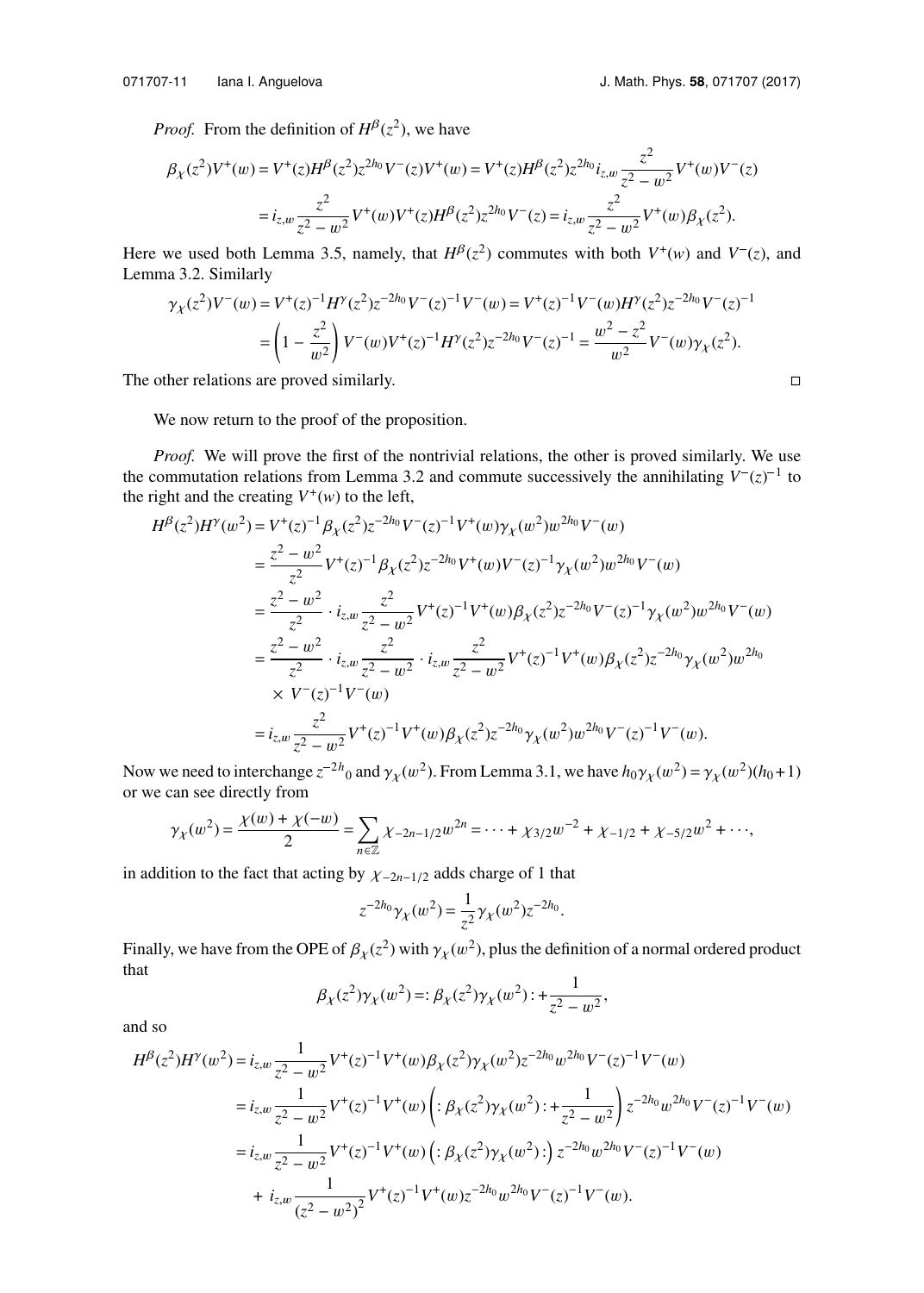*Proof.* From the definition of $H^{\beta}(z^2)$, we have

$$\beta_{\chi}(z^2)V^+(w) = V^+(z)H^{\beta}(z^2)z^{2h_0}V^-(z)V^+(w) = V^+(z)H^{\beta}(z^2)z^{2h_0}i_{z,w}\frac{z^2}{z^2-w^2}V^+(w)V^-(z)$$
$$= i_{z,w}\frac{z^2}{z^2-w^2}V^+(w)V^+(z)H^{\beta}(z^2)z^{2h_0}V^-(z) = i_{z,w}\frac{z^2}{z^2-w^2}V^+(w)\beta_{\chi}(z^2).$$

Here we used both Lemma 3.5, namely, that $H^{\beta}(z^2)$ commutes with both $V^+(w)$ and $V^-(z)$, and Lemma 3.2. Similarly

$$\gamma_{\chi}(z^2)V^-(w) = V^+(z)^{-1}H^{\gamma}(z^2)z^{-2h_0}V^-(z)^{-1}V^-(w) = V^+(z)^{-1}V^-(w)H^{\gamma}(z^2)z^{-2h_0}V^-(z)^{-1}$$
$$= \left(1-\frac{z^2}{w^2}\right)V^-(w)V^+(z)^{-1}H^{\gamma}(z^2)z^{-2h_0}V^-(z)^{-1} = \frac{w^2-z^2}{w^2}V^-(w)\gamma_{\chi}(z^2).$$

The other relations are proved similarly. □

We now return to the proof of the proposition.

*Proof.* We will prove the first of the nontrivial relations, the other is proved similarly. We use the commutation relations from Lemma 3.2 and commute successively the annihilating $V^-(z)^{-1}$ to the right and the creating $V^+(w)$ to the left,

$$H^{\beta}(z^2)H^{\gamma}(w^2) = V^+(z)^{-1}\beta_{\chi}(z^2)z^{-2h_0}V^-(z)^{-1}V^+(w)\gamma_{\chi}(w^2)w^{2h_0}V^-(w)$$
$$= \frac{z^2-w^2}{z^2}V^+(z)^{-1}\beta_{\chi}(z^2)z^{-2h_0}V^+(w)V^-(z)^{-1}\gamma_{\chi}(w^2)w^{2h_0}V^-(w)$$
$$= \frac{z^2-w^2}{z^2}\cdot i_{z,w}\frac{z^2}{z^2-w^2}V^+(z)^{-1}V^+(w)\beta_{\chi}(z^2)z^{-2h_0}V^-(z)^{-1}\gamma_{\chi}(w^2)w^{2h_0}V^-(w)$$
$$= \frac{z^2-w^2}{z^2}\cdot i_{z,w}\frac{z^2}{z^2-w^2}\cdot i_{z,w}\frac{z^2}{z^2-w^2}V^+(z)^{-1}V^+(w)\beta_{\chi}(z^2)z^{-2h_0}\gamma_{\chi}(w^2)w^{2h_0}$$
$$\times V^-(z)^{-1}V^-(w)$$
$$= i_{z,w}\frac{z^2}{z^2-w^2}V^+(z)^{-1}V^+(w)\beta_{\chi}(z^2)z^{-2h_0}\gamma_{\chi}(w^2)w^{2h_0}V^-(z)^{-1}V^-(w).$$

Now we need to interchange $z^{-2h}{}_0$ and $\gamma_{\chi}(w^2)$. From Lemma 3.1, we have $h_0\gamma_{\chi}(w^2) = \gamma_{\chi}(w^2)(h_0+1)$ or we can see directly from

$$\gamma_{\chi}(w^2) = \frac{\chi(w)+\chi(-w)}{2} = \sum_{n\in\mathbb{Z}}\chi_{-2n-1/2}w^{2n} = \cdots + \chi_{3/2}w^{-2} + \chi_{-1/2} + \chi_{-5/2}w^2 + \cdots,$$

in addition to the fact that acting by $\chi_{-2n-1/2}$ adds charge of 1 that

$$z^{-2h_0}\gamma_{\chi}(w^2) = \frac{1}{z^2}\gamma_{\chi}(w^2)z^{-2h_0}.$$

Finally, we have from the OPE of $\beta_{\chi}(z^2)$ with $\gamma_{\chi}(w^2)$, plus the definition of a normal ordered product that

$$\beta_{\chi}(z^2)\gamma_{\chi}(w^2) =: \beta_{\chi}(z^2)\gamma_{\chi}(w^2) : + \frac{1}{z^2-w^2},$$

and so

$$H^{\beta}(z^2)H^{\gamma}(w^2) = i_{z,w}\frac{1}{z^2-w^2}V^+(z)^{-1}V^+(w)\beta_{\chi}(z^2)\gamma_{\chi}(w^2)z^{-2h_0}w^{2h_0}V^-(z)^{-1}V^-(w)$$
$$= i_{z,w}\frac{1}{z^2-w^2}V^+(z)^{-1}V^+(w)\left(:\beta_{\chi}(z^2)\gamma_{\chi}(w^2): + \frac{1}{z^2-w^2}\right)z^{-2h_0}w^{2h_0}V^-(z)^{-1}V^-(w)$$
$$= i_{z,w}\frac{1}{z^2-w^2}V^+(z)^{-1}V^+(w)\left(:\beta_{\chi}(z^2)\gamma_{\chi}(w^2):\right)z^{-2h_0}w^{2h_0}V^-(z)^{-1}V^-(w)$$
$$+\ i_{z,w}\frac{1}{(z^2-w^2)^2}V^+(z)^{-1}V^+(w)z^{-2h_0}w^{2h_0}V^-(z)^{-1}V^-(w).$$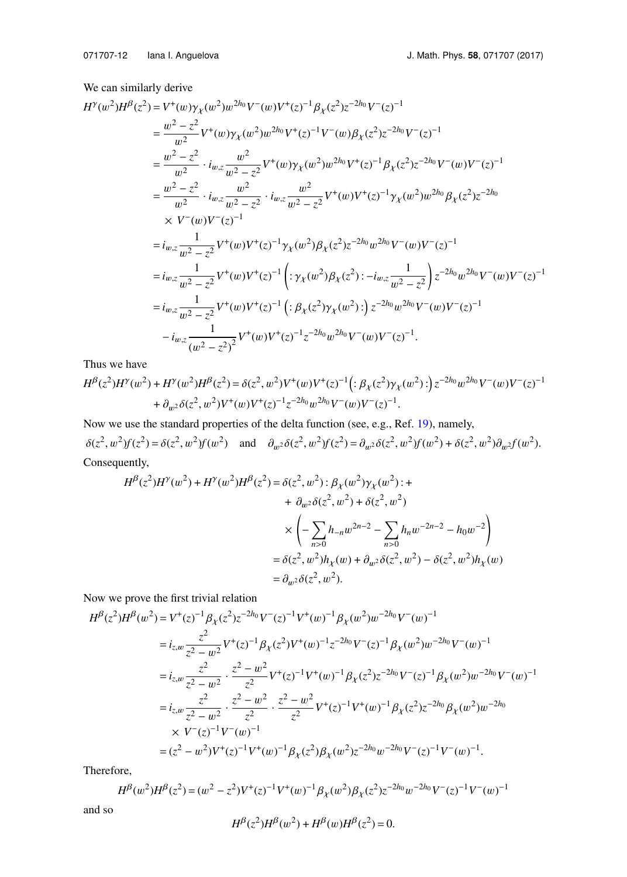We can similarly derive

$$
\begin{aligned}
H^{\gamma}(w^2)H^{\beta}(z^2) &= V^+(w)\gamma_\chi(w^2)w^{2h_0}V^-(w)V^+(z)^{-1}\beta_\chi(z^2)z^{-2h_0}V^-(z)^{-1} \\
&= \frac{w^2-z^2}{w^2}V^+(w)\gamma_\chi(w^2)w^{2h_0}V^+(z)^{-1}V^-(w)\beta_\chi(z^2)z^{-2h_0}V^-(z)^{-1} \\
&= \frac{w^2-z^2}{w^2}\cdot i_{w,z}\frac{w^2}{w^2-z^2}V^+(w)\gamma_\chi(w^2)w^{2h_0}V^+(z)^{-1}\beta_\chi(z^2)z^{-2h_0}V^-(w)V^-(z)^{-1} \\
&= \frac{w^2-z^2}{w^2}\cdot i_{w,z}\frac{w^2}{w^2-z^2}\cdot i_{w,z}\frac{w^2}{w^2-z^2}V^+(w)V^+(z)^{-1}\gamma_\chi(w^2)w^{2h_0}\beta_\chi(z^2)z^{-2h_0} \\
&\quad\times V^-(w)V^-(z)^{-1} \\
&= i_{w,z}\frac{1}{w^2-z^2}V^+(w)V^+(z)^{-1}\gamma_\chi(w^2)\beta_\chi(z^2)z^{-2h_0}w^{2h_0}V^-(w)V^-(z)^{-1} \\
&= i_{w,z}\frac{1}{w^2-z^2}V^+(w)V^+(z)^{-1}\left(:\gamma_\chi(w^2)\beta_\chi(z^2): - i_{w,z}\frac{1}{w^2-z^2}\right)z^{-2h_0}w^{2h_0}V^-(w)V^-(z)^{-1} \\
&= i_{w,z}\frac{1}{w^2-z^2}V^+(w)V^+(z)^{-1}\left(:\beta_\chi(z^2)\gamma_\chi(w^2):\right)z^{-2h_0}w^{2h_0}V^-(w)V^-(z)^{-1} \\
&\quad - i_{w,z}\frac{1}{(w^2-z^2)^2}V^+(w)V^+(z)^{-1}z^{-2h_0}w^{2h_0}V^-(w)V^-(z)^{-1}.
\end{aligned}
$$

Thus we have

$$
\begin{aligned}
H^{\beta}(z^2)H^{\gamma}(w^2) + H^{\gamma}(w^2)H^{\beta}(z^2) &= \delta(z^2,w^2)V^+(w)V^+(z)^{-1}\left(:\beta_\chi(z^2)\gamma_\chi(w^2):\right)z^{-2h_0}w^{2h_0}V^-(w)V^-(z)^{-1} \\
&\quad + \partial_{w^2}\delta(z^2,w^2)V^+(w)V^+(z)^{-1}z^{-2h_0}w^{2h_0}V^-(w)V^-(z)^{-1}.
\end{aligned}
$$

Now we use the standard properties of the delta function (see, e.g., Ref. 19), namely,

$$
\delta(z^2,w^2)f(z^2) = \delta(z^2,w^2)f(w^2) \quad \text{and} \quad \partial_{w^2}\delta(z^2,w^2)f(z^2) = \partial_{w^2}\delta(z^2,w^2)f(w^2) + \delta(z^2,w^2)\partial_{w^2}f(w^2).
$$

Consequently,

$$
\begin{aligned}
H^{\beta}(z^2)H^{\gamma}(w^2) + H^{\gamma}(w^2)H^{\beta}(z^2) &= \delta(z^2,w^2):\beta_\chi(w^2)\gamma_\chi(w^2):+ \\
&\quad + \partial_{w^2}\delta(z^2,w^2) + \delta(z^2,w^2) \\
&\quad\times\left(-\sum_{n>0}h_{-n}w^{2n-2} - \sum_{n>0}h_n w^{-2n-2} - h_0 w^{-2}\right) \\
&= \delta(z^2,w^2)h_\chi(w) + \partial_{w^2}\delta(z^2,w^2) - \delta(z^2,w^2)h_\chi(w) \\
&= \partial_{w^2}\delta(z^2,w^2).
\end{aligned}
$$

Now we prove the first trivial relation

$$
\begin{aligned}
H^{\beta}(z^2)H^{\beta}(w^2) &= V^+(z)^{-1}\beta_\chi(z^2)z^{-2h_0}V^-(z)^{-1}V^+(w)^{-1}\beta_\chi(w^2)w^{-2h_0}V^-(w)^{-1} \\
&= i_{z,w}\frac{z^2}{z^2-w^2}V^+(z)^{-1}\beta_\chi(z^2)V^+(w)^{-1}z^{-2h_0}V^-(z)^{-1}\beta_\chi(w^2)w^{-2h_0}V^-(w)^{-1} \\
&= i_{z,w}\frac{z^2}{z^2-w^2}\cdot\frac{z^2-w^2}{z^2}V^+(z)^{-1}V^+(w)^{-1}\beta_\chi(z^2)z^{-2h_0}V^-(z)^{-1}\beta_\chi(w^2)w^{-2h_0}V^-(w)^{-1} \\
&= i_{z,w}\frac{z^2}{z^2-w^2}\cdot\frac{z^2-w^2}{z^2}\cdot\frac{z^2-w^2}{z^2}V^+(z)^{-1}V^+(w)^{-1}\beta_\chi(z^2)z^{-2h_0}\beta_\chi(w^2)w^{-2h_0} \\
&\quad\times V^-(z)^{-1}V^-(w)^{-1} \\
&= (z^2-w^2)V^+(z)^{-1}V^+(w)^{-1}\beta_\chi(z^2)\beta_\chi(w^2)z^{-2h_0}w^{-2h_0}V^-(z)^{-1}V^-(w)^{-1}.
\end{aligned}
$$

Therefore,

$$
H^{\beta}(w^2)H^{\beta}(z^2) = (w^2-z^2)V^+(z)^{-1}V^+(w)^{-1}\beta_\chi(w^2)\beta_\chi(z^2)z^{-2h_0}w^{-2h_0}V^-(z)^{-1}V^-(w)^{-1}
$$

and so

$$
H^{\beta}(z^2)H^{\beta}(w^2) + H^{\beta}(w)H^{\beta}(z^2) = 0.
$$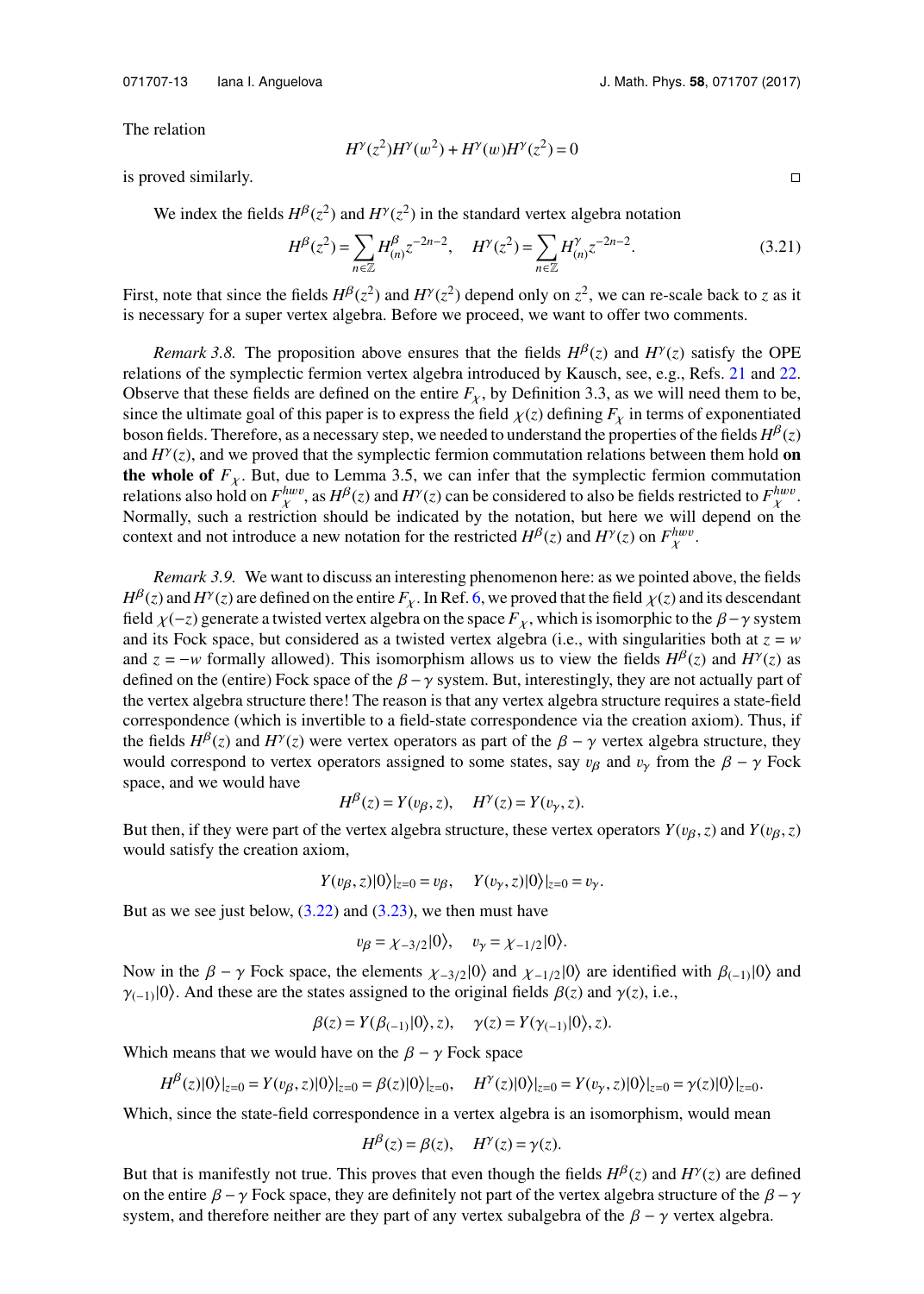The relation

$$H^{\gamma}(z^2)H^{\gamma}(w^2) + H^{\gamma}(w)H^{\gamma}(z^2) = 0$$

is proved similarly. □

We index the fields $H^{\beta}(z^2)$ and $H^{\gamma}(z^2)$ in the standard vertex algebra notation

$$H^{\beta}(z^2) = \sum_{n\in\mathbb{Z}} H^{\beta}_{(n)} z^{-2n-2}, \quad H^{\gamma}(z^2) = \sum_{n\in\mathbb{Z}} H^{\gamma}_{(n)} z^{-2n-2}. \tag{3.21}$$

First, note that since the fields $H^{\beta}(z^2)$ and $H^{\gamma}(z^2)$ depend only on $z^2$, we can re-scale back to $z$ as it is necessary for a super vertex algebra. Before we proceed, we want to offer two comments.

*Remark 3.8.* The proposition above ensures that the fields $H^{\beta}(z)$ and $H^{\gamma}(z)$ satisfy the OPE relations of the symplectic fermion vertex algebra introduced by Kausch, see, e.g., Refs. 21 and 22. Observe that these fields are defined on the entire $F_{\chi}$, by Definition 3.3, as we will need them to be, since the ultimate goal of this paper is to express the field $\chi(z)$ defining $F_{\chi}$ in terms of exponentiated boson fields. Therefore, as a necessary step, we needed to understand the properties of the fields $H^{\beta}(z)$ and $H^{\gamma}(z)$, and we proved that the symplectic fermion commutation relations between them hold **on the whole of** $F_{\chi}$. But, due to Lemma 3.5, we can infer that the symplectic fermion commutation relations also hold on $F_{\chi}^{hwv}$, as $H^{\beta}(z)$ and $H^{\gamma}(z)$ can be considered to also be fields restricted to $F_{\chi}^{hwv}$. Normally, such a restriction should be indicated by the notation, but here we will depend on the context and not introduce a new notation for the restricted $H^{\beta}(z)$ and $H^{\gamma}(z)$ on $F_{\chi}^{hwv}$.

*Remark 3.9.* We want to discuss an interesting phenomenon here: as we pointed above, the fields $H^{\beta}(z)$ and $H^{\gamma}(z)$ are defined on the entire $F_{\chi}$. In Ref. 6, we proved that the field $\chi(z)$ and its descendant field $\chi(-z)$ generate a twisted vertex algebra on the space $F_{\chi}$, which is isomorphic to the $\beta-\gamma$ system and its Fock space, but considered as a twisted vertex algebra (i.e., with singularities both at $z = w$ and $z = -w$ formally allowed). This isomorphism allows us to view the fields $H^{\beta}(z)$ and $H^{\gamma}(z)$ as defined on the (entire) Fock space of the $\beta-\gamma$ system. But, interestingly, they are not actually part of the vertex algebra structure there! The reason is that any vertex algebra structure requires a state-field correspondence (which is invertible to a field-state correspondence via the creation axiom). Thus, if the fields $H^{\beta}(z)$ and $H^{\gamma}(z)$ were vertex operators as part of the $\beta-\gamma$ vertex algebra structure, they would correspond to vertex operators assigned to some states, say $v_{\beta}$ and $v_{\gamma}$ from the $\beta-\gamma$ Fock space, and we would have

$$H^{\beta}(z) = Y(v_{\beta}, z), \quad H^{\gamma}(z) = Y(v_{\gamma}, z).$$

But then, if they were part of the vertex algebra structure, these vertex operators $Y(v_{\beta}, z)$ and $Y(v_{\beta}, z)$ would satisfy the creation axiom,

$$Y(v_{\beta}, z)|0\rangle|_{z=0} = v_{\beta}, \quad Y(v_{\gamma}, z)|0\rangle|_{z=0} = v_{\gamma}.$$

But as we see just below, (3.22) and (3.23), we then must have

$$v_{\beta} = \chi_{-3/2}|0\rangle, \quad v_{\gamma} = \chi_{-1/2}|0\rangle.$$

Now in the $\beta-\gamma$ Fock space, the elements $\chi_{-3/2}|0\rangle$ and $\chi_{-1/2}|0\rangle$ are identified with $\beta_{(-1)}|0\rangle$ and $\gamma_{(-1)}|0\rangle$. And these are the states assigned to the original fields $\beta(z)$ and $\gamma(z)$, i.e.,

$$\beta(z) = Y(\beta_{(-1)}|0\rangle, z), \quad \gamma(z) = Y(\gamma_{(-1)}|0\rangle, z).$$

Which means that we would have on the $\beta-\gamma$ Fock space

$$H^{\beta}(z)|0\rangle|_{z=0} = Y(v_{\beta}, z)|0\rangle|_{z=0} = \beta(z)|0\rangle|_{z=0}, \quad H^{\gamma}(z)|0\rangle|_{z=0} = Y(v_{\gamma}, z)|0\rangle|_{z=0} = \gamma(z)|0\rangle|_{z=0}.$$

Which, since the state-field correspondence in a vertex algebra is an isomorphism, would mean

$$H^{\beta}(z) = \beta(z), \quad H^{\gamma}(z) = \gamma(z).$$

But that is manifestly not true. This proves that even though the fields $H^{\beta}(z)$ and $H^{\gamma}(z)$ are defined on the entire $\beta-\gamma$ Fock space, they are definitely not part of the vertex algebra structure of the $\beta-\gamma$ system, and therefore neither are they part of any vertex subalgebra of the $\beta-\gamma$ vertex algebra.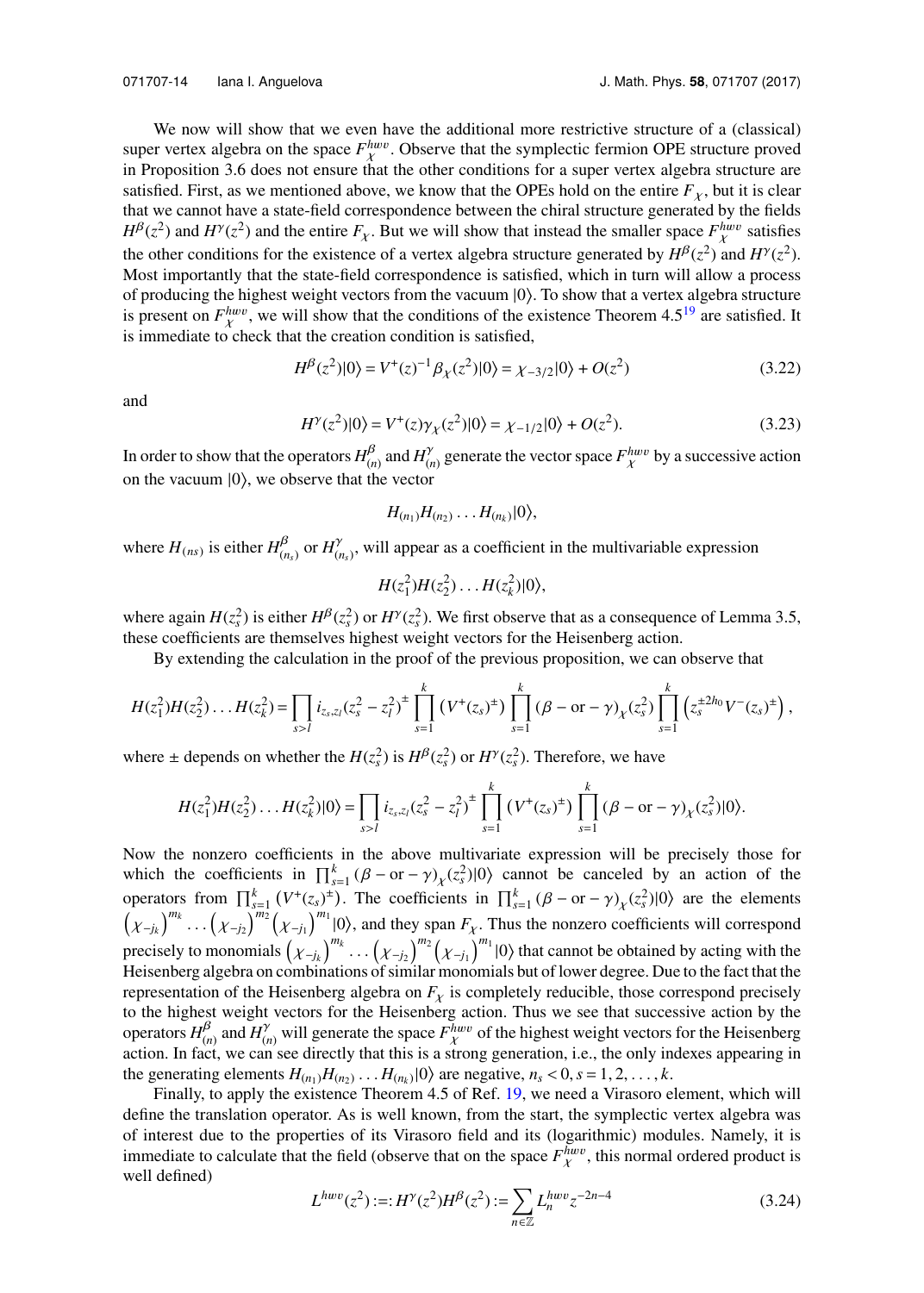We now will show that we even have the additional more restrictive structure of a (classical) super vertex algebra on the space $F_{\chi}^{hwv}$. Observe that the symplectic fermion OPE structure proved in Proposition 3.6 does not ensure that the other conditions for a super vertex algebra structure are satisfied. First, as we mentioned above, we know that the OPEs hold on the entire $F_{\chi}$, but it is clear that we cannot have a state-field correspondence between the chiral structure generated by the fields $H^{\beta}(z^2)$ and $H^{\gamma}(z^2)$ and the entire $F_{\chi}$. But we will show that instead the smaller space $F_{\chi}^{hwv}$ satisfies the other conditions for the existence of a vertex algebra structure generated by $H^{\beta}(z^2)$ and $H^{\gamma}(z^2)$. Most importantly that the state-field correspondence is satisfied, which in turn will allow a process of producing the highest weight vectors from the vacuum $|0\rangle$. To show that a vertex algebra structure is present on $F_{\chi}^{hwv}$, we will show that the conditions of the existence Theorem 4.5[19] are satisfied. It is immediate to check that the creation condition is satisfied,

$$H^{\beta}(z^2)|0\rangle = V^{+}(z)^{-1}\beta_{\chi}(z^2)|0\rangle = \chi_{-3/2}|0\rangle + O(z^2) \tag{3.22}$$

and

$$H^{\gamma}(z^2)|0\rangle = V^{+}(z)\gamma_{\chi}(z^2)|0\rangle = \chi_{-1/2}|0\rangle + O(z^2). \tag{3.23}$$

In order to show that the operators $H_{(n)}^{\beta}$ and $H_{(n)}^{\gamma}$ generate the vector space $F_{\chi}^{hwv}$ by a successive action on the vacuum $|0\rangle$, we observe that the vector

$$H_{(n_1)}H_{(n_2)}\dots H_{(n_k)}|0\rangle,$$

where $H_{(ns)}$ is either $H_{(n_s)}^{\beta}$ or $H_{(n_s)}^{\gamma}$, will appear as a coefficient in the multivariable expression

$$H(z_1^2)H(z_2^2)\dots H(z_k^2)|0\rangle,$$

where again $H(z_s^2)$ is either $H^{\beta}(z_s^2)$ or $H^{\gamma}(z_s^2)$. We first observe that as a consequence of Lemma 3.5, these coefficients are themselves highest weight vectors for the Heisenberg action.

By extending the calculation in the proof of the previous proposition, we can observe that

$$H(z_1^2)H(z_2^2)\dots H(z_k^2) = \prod_{s>l} i_{z_s,z_l}(z_s^2 - z_l^2)^{\pm} \prod_{s=1}^{k} \left(V^{+}(z_s)^{\pm}\right) \prod_{s=1}^{k} (\beta - \text{or} - \gamma)_{\chi}(z_s^2) \prod_{s=1}^{k} \left(z_s^{\pm 2h_0} V^{-}(z_s)^{\pm}\right),$$

where $\pm$ depends on whether the $H(z_s^2)$ is $H^{\beta}(z_s^2)$ or $H^{\gamma}(z_s^2)$. Therefore, we have

$$H(z_1^2)H(z_2^2)\dots H(z_k^2)|0\rangle = \prod_{s>l} i_{z_s,z_l}(z_s^2 - z_l^2)^{\pm} \prod_{s=1}^{k} \left(V^{+}(z_s)^{\pm}\right) \prod_{s=1}^{k} (\beta - \text{or} - \gamma)_{\chi}(z_s^2)|0\rangle.$$

Now the nonzero coefficients in the above multivariate expression will be precisely those for which the coefficients in $\prod_{s=1}^{k} (\beta - \text{or} - \gamma)_{\chi}(z_s^2)|0\rangle$ cannot be canceled by an action of the operators from $\prod_{s=1}^{k} \left(V^{+}(z_s)^{\pm}\right)$. The coefficients in $\prod_{s=1}^{k} (\beta - \text{or} - \gamma)_{\chi}(z_s^2)|0\rangle$ are the elements $\left(\chi_{-j_k}\right)^{m_k} \dots \left(\chi_{-j_2}\right)^{m_2} \left(\chi_{-j_1}\right)^{m_1}|0\rangle$, and they span $F_{\chi}$. Thus the nonzero coefficients will correspond precisely to monomials $\left(\chi_{-j_k}\right)^{m_k} \dots \left(\chi_{-j_2}\right)^{m_2} \left(\chi_{-j_1}\right)^{m_1}|0\rangle$ that cannot be obtained by acting with the Heisenberg algebra on combinations of similar monomials but of lower degree. Due to the fact that the representation of the Heisenberg algebra on $F_{\chi}$ is completely reducible, those correspond precisely to the highest weight vectors for the Heisenberg action. Thus we see that successive action by the operators $H_{(n)}^{\beta}$ and $H_{(n)}^{\gamma}$ will generate the space $F_{\chi}^{hwv}$ of the highest weight vectors for the Heisenberg action. In fact, we can see directly that this is a strong generation, i.e., the only indexes appearing in the generating elements $H_{(n_1)}H_{(n_2)}\dots H_{(n_k)}|0\rangle$ are negative, $n_s < 0, s = 1, 2, \dots, k$.

Finally, to apply the existence Theorem 4.5 of Ref. 19, we need a Virasoro element, which will define the translation operator. As is well known, from the start, the symplectic vertex algebra was of interest due to the properties of its Virasoro field and its (logarithmic) modules. Namely, it is immediate to calculate that the field (observe that on the space $F_{\chi}^{hwv}$, this normal ordered product is well defined)

$$L^{hwv}(z^2) := :H^{\gamma}(z^2)H^{\beta}(z^2): = \sum_{n\in\mathbb{Z}} L_n^{hwv} z^{-2n-4} \tag{3.24}$$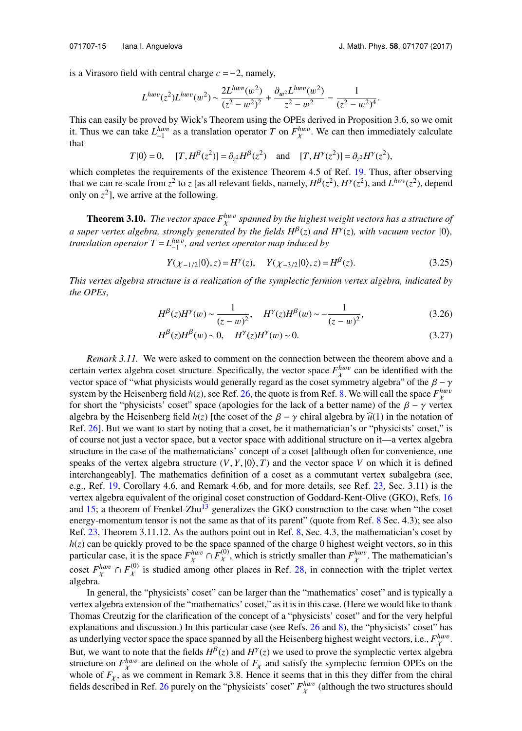is a Virasoro field with central charge $c = -2$, namely,

$$L^{hwv}(z^2)L^{hwv}(w^2) \sim \frac{2L^{hwv}(w^2)}{(z^2-w^2)^2} + \frac{\partial_{w^2}L^{hwv}(w^2)}{z^2-w^2} - \frac{1}{(z^2-w^2)^4}.$$

This can easily be proved by Wick's Theorem using the OPEs derived in Proposition 3.6, so we omit it. Thus we can take $L_{-1}^{hwv}$ as a translation operator $T$ on $F_\chi^{hwv}$. We can then immediately calculate that

$$T|0\rangle = 0, \quad [T, H^\beta(z^2)] = \partial_{z^2}H^\beta(z^2) \quad \text{and} \quad [T, H^\gamma(z^2)] = \partial_{z^2}H^\gamma(z^2),$$

which completes the requirements of the existence Theorem 4.5 of Ref. 19. Thus, after observing that we can re-scale from $z^2$ to $z$ [as all relevant fields, namely, $H^\beta(z^2)$, $H^\gamma(z^2)$, and $L^{hwv}(z^2)$, depend only on $z^2$], we arrive at the following.

**Theorem 3.10.** *The vector space $F_\chi^{hwv}$ spanned by the highest weight vectors has a structure of a super vertex algebra, strongly generated by the fields $H^\beta(z)$ and $H^\gamma(z)$, with vacuum vector $|0\rangle$, translation operator $T = L_{-1}^{hwv}$, and vertex operator map induced by*

$$Y(\chi_{-1/2}|0\rangle, z) = H^\gamma(z), \quad Y(\chi_{-3/2}|0\rangle, z) = H^\beta(z). \tag{3.25}$$

*This vertex algebra structure is a realization of the symplectic fermion vertex algebra, indicated by the OPEs,*

$$H^\beta(z)H^\gamma(w) \sim \frac{1}{(z-w)^2}, \quad H^\gamma(z)H^\beta(w) \sim -\frac{1}{(z-w)^2}, \tag{3.26}$$

$$H^\beta(z)H^\beta(w) \sim 0, \quad H^\gamma(z)H^\gamma(w) \sim 0. \tag{3.27}$$

*Remark 3.11.* We were asked to comment on the connection between the theorem above and a certain vertex algebra coset structure. Specifically, the vector space $F_\chi^{hwv}$ can be identified with the vector space of "what physicists would generally regard as the coset symmetry algebra" of the $\beta-\gamma$ system by the Heisenberg field $h(z)$, see Ref. 26, the quote is from Ref. 8. We will call the space $F_\chi^{hwv}$ for short the "physicists' coset" space (apologies for the lack of a better name) of the $\beta-\gamma$ vertex algebra by the Heisenberg field $h(z)$ [the coset of the $\beta-\gamma$ chiral algebra by $\widehat{u}(1)$ in the notation of Ref. 26]. But we want to start by noting that a coset, be it mathematician's or "physicists' coset," is of course not just a vector space, but a vector space with additional structure on it—a vertex algebra structure in the case of the mathematicians' concept of a coset [although often for convenience, one speaks of the vertex algebra structure $(V, Y, |0\rangle, T)$ and the vector space $V$ on which it is defined interchangeably]. The mathematics definition of a coset as a commutant vertex subalgebra (see, e.g., Ref. 19, Corollary 4.6, and Remark 4.6b, and for more details, see Ref. 23, Sec. 3.11) is the vertex algebra equivalent of the original coset construction of Goddard-Kent-Olive (GKO), Refs. 16 and 15; a theorem of Frenkel-Zhu[13] generalizes the GKO construction to the case when "the coset energy-momentum tensor is not the same as that of its parent" (quote from Ref. 8 Sec. 4.3); see also Ref. 23, Theorem 3.11.12. As the authors point out in Ref. 8, Sec. 4.3, the mathematician's coset by $h(z)$ can be quickly proved to be the space spanned of the charge 0 highest weight vectors, so in this particular case, it is the space $F_\chi^{hwv} \cap F_\chi^{(0)}$, which is strictly smaller than $F_\chi^{hwv}$. The mathematician's coset $F_\chi^{hwv} \cap F_\chi^{(0)}$ is studied among other places in Ref. 28, in connection with the triplet vertex algebra.

In general, the "physicists' coset" can be larger than the "mathematics' coset" and is typically a vertex algebra extension of the "mathematics' coset," as it is in this case. (Here we would like to thank Thomas Creutzig for the clarification of the concept of a "physicists' coset" and for the very helpful explanations and discussion.) In this particular case (see Refs. 26 and 8), the "physicists' coset" has as underlying vector space the space spanned by all the Heisenberg highest weight vectors, i.e., $F_\chi^{hwv}$. But, we want to note that the fields $H^\beta(z)$ and $H^\gamma(z)$ we used to prove the symplectic vertex algebra structure on $F_\chi^{hwv}$ are defined on the whole of $F_\chi$ and satisfy the symplectic fermion OPEs on the whole of $F_\chi$, as we comment in Remark 3.8. Hence it seems that in this they differ from the chiral fields described in Ref. 26 purely on the "physicists' coset" $F_\chi^{hwv}$ (although the two structures should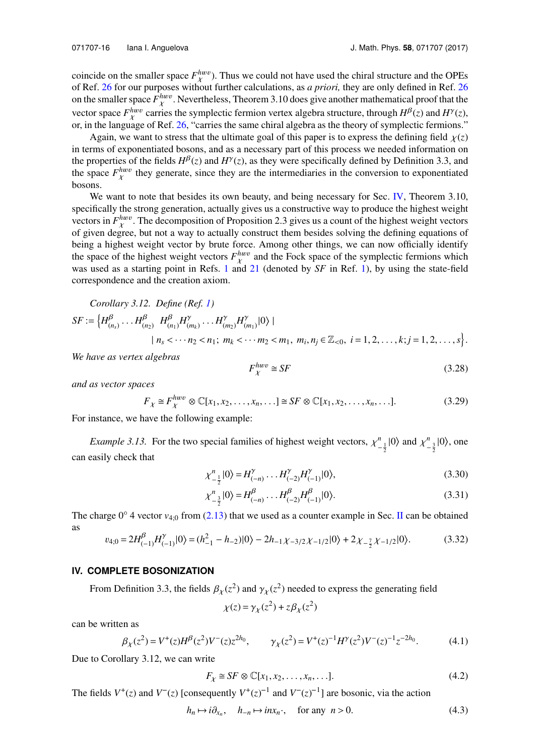coincide on the smaller space $F_\chi^{hwv}$). Thus we could not have used the chiral structure and the OPEs of Ref. 26 for our purposes without further calculations, as *a priori,* they are only defined in Ref. 26 on the smaller space $F_\chi^{hwv}$. Nevertheless, Theorem 3.10 does give another mathematical proof that the vector space $F_\chi^{hwv}$ carries the symplectic fermion vertex algebra structure, through $H^\beta(z)$ and $H^\gamma(z)$, or, in the language of Ref. 26, "carries the same chiral algebra as the theory of symplectic fermions."

Again, we want to stress that the ultimate goal of this paper is to express the defining field $\chi(z)$ in terms of exponentiated bosons, and as a necessary part of this process we needed information on the properties of the fields $H^\beta(z)$ and $H^\gamma(z)$, as they were specifically defined by Definition 3.3, and the space $F_\chi^{hwv}$ they generate, since they are the intermediaries in the conversion to exponentiated bosons.

We want to note that besides its own beauty, and being necessary for Sec. IV, Theorem 3.10, specifically the strong generation, actually gives us a constructive way to produce the highest weight vectors in $F_\chi^{hwv}$. The decomposition of Proposition 2.3 gives us a count of the highest weight vectors of given degree, but not a way to actually construct them besides solving the defining equations of being a highest weight vector by brute force. Among other things, we can now officially identify the space of the highest weight vectors $F_\chi^{hwv}$ and the Fock space of the symplectic fermions which was used as a starting point in Refs. 1 and 21 (denoted by *SF* in Ref. 1), by using the state-field correspondence and the creation axiom.

*Corollary 3.12. Define (Ref. 1)*

$$SF := \Big\{ H^\beta_{(n_s)} \dots H^\beta_{(n_2)}\ H^\beta_{(n_1)} H^\gamma_{(m_k)} \dots H^\gamma_{(m_2)} H^\gamma_{(m_1)}|0\rangle \mid \\ \mid n_s < \dots n_2 < n_1;\ m_k < \dots m_2 < m_1,\ m_i, n_j \in \mathbb{Z}_{<0},\ i = 1, 2, \dots, k; j = 1, 2, \dots, s \Big\}.$$

*We have as vertex algebras*

$$F_\chi^{hwv} \cong SF \tag{3.28}$$

*and as vector spaces*

$$F_\chi \cong F_\chi^{hwv} \otimes \mathbb{C}[x_1, x_2, \dots, x_n, \dots] \cong SF \otimes \mathbb{C}[x_1, x_2, \dots, x_n, \dots]. \tag{3.29}$$

For instance, we have the following example:

*Example 3.13.* For the two special families of highest weight vectors, $\chi^n_{-\frac{1}{2}}|0\rangle$ and $\chi^n_{-\frac{3}{2}}|0\rangle$, one can easily check that

$$\chi^n_{-\frac{1}{2}}|0\rangle = H^\gamma_{(-n)} \dots H^\gamma_{(-2)} H^\gamma_{(-1)}|0\rangle, \tag{3.30}$$

$$\chi^n_{-\frac{3}{2}}|0\rangle = H^\beta_{(-n)} \dots H^\beta_{(-2)} H^\beta_{(-1)}|0\rangle. \tag{3.31}$$

The charge 0° 4 vector $v_{4;0}$ from (2.13) that we used as a counter example in Sec. II can be obtained as

$$v_{4;0} = 2H^\beta_{(-1)} H^\gamma_{(-1)}|0\rangle = (h_{-1}^2 - h_{-2})|0\rangle - 2h_{-1}\chi_{-3/2}\chi_{-1/2}|0\rangle + 2\chi_{-\frac{7}{2}}\chi_{-1/2}|0\rangle. \tag{3.32}$$

## IV. COMPLETE BOSONIZATION

From Definition 3.3, the fields $\beta_\chi(z^2)$ and $\gamma_\chi(z^2)$ needed to express the generating field

$$\chi(z) = \gamma_\chi(z^2) + z\beta_\chi(z^2)$$

can be written as

$$\beta_\chi(z^2) = V^+(z) H^\beta(z^2) V^-(z) z^{2h_0}, \qquad \gamma_\chi(z^2) = V^+(z)^{-1} H^\gamma(z^2) V^-(z)^{-1} z^{-2h_0}. \tag{4.1}$$

Due to Corollary 3.12, we can write

$$F_\chi \cong SF \otimes \mathbb{C}[x_1, x_2, \dots, x_n, \dots]. \tag{4.2}$$

The fields $V^+(z)$ and $V^-(z)$ [consequently $V^+(z)^{-1}$ and $V^-(z)^{-1}$] are bosonic, via the action

$$h_n \mapsto i\partial_{x_n}, \quad h_{-n} \mapsto inx_n\cdot, \quad \text{for any } n > 0. \tag{4.3}$$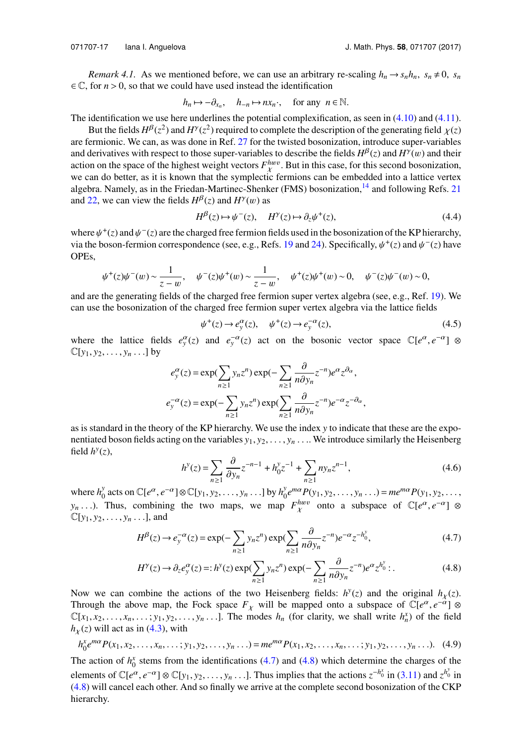*Remark 4.1.* As we mentioned before, we can use an arbitrary re-scaling $h_n \to s_n h_n$, $s_n \neq 0$, $s_n \in \mathbb{C}$, for $n > 0$, so that we could have used instead the identification

$$h_n \mapsto -\partial_{x_n}, \quad h_{-n} \mapsto n x_n \cdot, \quad \text{for any } n \in \mathbb{N}.$$

The identification we use here underlines the potential complexification, as seen in (4.10) and (4.11).

But the fields $H^{\beta}(z^2)$ and $H^{\gamma}(z^2)$ required to complete the description of the generating field $\chi(z)$ are fermionic. We can, as was done in Ref. 27 for the twisted bosonization, introduce super-variables and derivatives with respect to those super-variables to describe the fields $H^{\beta}(z)$ and $H^{\gamma}(w)$ and their action on the space of the highest weight vectors $F_{\chi}^{hwv}$. But in this case, for this second bosonization, we can do better, as it is known that the symplectic fermions can be embedded into a lattice vertex algebra. Namely, as in the Friedan-Martinec-Shenker (FMS) bosonization,[14] and following Refs. 21 and 22, we can view the fields $H^{\beta}(z)$ and $H^{\gamma}(w)$ as

$$H^{\beta}(z) \mapsto \psi^{-}(z), \quad H^{\gamma}(z) \mapsto \partial_z \psi^{+}(z), \tag{4.4}$$

where $\psi^{+}(z)$ and $\psi^{-}(z)$ are the charged free fermion fields used in the bosonization of the KP hierarchy, via the boson-fermion correspondence (see, e.g., Refs. 19 and 24). Specifically, $\psi^{+}(z)$ and $\psi^{-}(z)$ have OPEs,

$$\psi^{+}(z)\psi^{-}(w) \sim \frac{1}{z-w}, \quad \psi^{-}(z)\psi^{+}(w) \sim \frac{1}{z-w}, \quad \psi^{+}(z)\psi^{+}(w) \sim 0, \quad \psi^{-}(z)\psi^{-}(w) \sim 0,$$

and are the generating fields of the charged free fermion super vertex algebra (see, e.g., Ref. 19). We can use the bosonization of the charged free fermion super vertex algebra via the lattice fields

$$\psi^{+}(z) \to e_y^{\alpha}(z), \quad \psi^{+}(z) \to e_y^{-\alpha}(z), \tag{4.5}$$

where the lattice fields $e_y^{\alpha}(z)$ and $e_y^{-\alpha}(z)$ act on the bosonic vector space $\mathbb{C}[e^{\alpha}, e^{-\alpha}] \otimes \mathbb{C}[y_1, y_2, \ldots, y_n \ldots]$ by

$$e_y^{\alpha}(z) = \exp(\sum_{n\geq 1} y_n z^n) \exp(-\sum_{n\geq 1} \frac{\partial}{n\partial y_n} z^{-n}) e^{\alpha} z^{\partial_{\alpha}},$$

$$e_y^{-\alpha}(z) = \exp(-\sum_{n\geq 1} y_n z^n) \exp(\sum_{n\geq 1} \frac{\partial}{n\partial y_n} z^{-n}) e^{-\alpha} z^{-\partial_{\alpha}},$$

as is standard in the theory of the KP hierarchy. We use the index $y$ to indicate that these are the exponentiated boson fields acting on the variables $y_1, y_2, \ldots, y_n \ldots$. We introduce similarly the Heisenberg field $h^y(z)$,

$$h^y(z) = \sum_{n\geq 1} \frac{\partial}{\partial y_n} z^{-n-1} + h_0^y z^{-1} + \sum_{n\geq 1} n y_n z^{n-1}, \tag{4.6}$$

where $h_0^y$ acts on $\mathbb{C}[e^{\alpha}, e^{-\alpha}] \otimes \mathbb{C}[y_1, y_2, \ldots, y_n \ldots]$ by $h_0^y e^{m\alpha} P(y_1, y_2, \ldots, y_n \ldots) = m e^{m\alpha} P(y_1, y_2, \ldots, y_n \ldots)$. Thus, combining the two maps, we map $F_{\chi}^{hwv}$ onto a subspace of $\mathbb{C}[e^{\alpha}, e^{-\alpha}] \otimes \mathbb{C}[y_1, y_2, \ldots, y_n \ldots]$, and

$$H^{\beta}(z) \to e_y^{-\alpha}(z) = \exp(-\sum_{n\geq 1} y_n z^n) \exp(\sum_{n\geq 1} \frac{\partial}{n\partial y_n} z^{-n}) e^{-\alpha} z^{-h_0^y}, \tag{4.7}$$

$$H^{\gamma}(z) \to \partial_z e_y^{\alpha}(z) =: h^y(z) \exp(\sum_{n\geq 1} y_n z^n) \exp(-\sum_{n\geq 1} \frac{\partial}{n\partial y_n} z^{-n}) e^{\alpha} z^{h_0^y} :. \tag{4.8}$$

Now we can combine the actions of the two Heisenberg fields: $h^y(z)$ and the original $h_{\chi}(z)$. Through the above map, the Fock space $F_{\chi}$ will be mapped onto a subspace of $\mathbb{C}[e^{\alpha}, e^{-\alpha}] \otimes \mathbb{C}[x_1, x_2, \ldots, x_n, \ldots; y_1, y_2, \ldots, y_n \ldots]$. The modes $h_n$ (for clarity, we shall write $h_n^x$) of the field $h_{\chi}(z)$ will act as in (4.3), with

$$h_0^x e^{m\alpha} P(x_1, x_2, \ldots, x_n, \ldots; y_1, y_2, \ldots, y_n \ldots) = m e^{m\alpha} P(x_1, x_2, \ldots, x_n, \ldots; y_1, y_2, \ldots, y_n \ldots). \tag{4.9}$$

The action of $h_0^x$ stems from the identifications (4.7) and (4.8) which determine the charges of the elements of $\mathbb{C}[e^{\alpha}, e^{-\alpha}] \otimes \mathbb{C}[y_1, y_2, \ldots, y_n \ldots]$. Thus implies that the actions $z^{-h_0^x}$ in (3.11) and $z^{h_0^y}$ in (4.8) will cancel each other. And so finally we arrive at the complete second bosonization of the CKP hierarchy.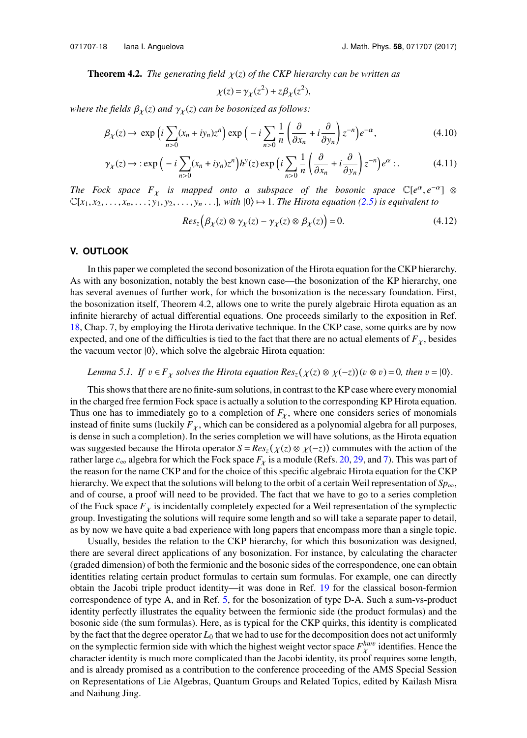**Theorem 4.2.** *The generating field $\chi(z)$ of the CKP hierarchy can be written as*

$$\chi(z) = \gamma_\chi(z^2) + z\beta_\chi(z^2),$$

*where the fields $\beta_\chi(z)$ and $\gamma_\chi(z)$ can be bosonized as follows:*

$$\beta_\chi(z) \to \exp\Big(i\sum_{n>0}(x_n + iy_n)z^n\Big)\exp\Big(-i\sum_{n>0}\frac{1}{n}\Big(\frac{\partial}{\partial x_n} + i\frac{\partial}{\partial y_n}\Big)z^{-n}\Big)e^{-\alpha}, \tag{4.10}$$

$$\gamma_\chi(z) \to :\exp\Big(-i\sum_{n>0}(x_n + iy_n)z^n\Big)h^y(z)\exp\Big(i\sum_{n>0}\frac{1}{n}\Big(\frac{\partial}{\partial x_n} + i\frac{\partial}{\partial y_n}\Big)z^{-n}\Big)e^{\alpha}:. \tag{4.11}$$

*The Fock space $F_\chi$ is mapped onto a subspace of the bosonic space $\mathbb{C}[e^\alpha, e^{-\alpha}] \otimes \mathbb{C}[x_1, x_2, \ldots, x_n, \ldots; y_1, y_2, \ldots, y_n \ldots]$, with $|0\rangle \mapsto 1$. The Hirota equation (2.5) is equivalent to*

$$Res_z\Big(\beta_\chi(z) \otimes \gamma_\chi(z) - \gamma_\chi(z) \otimes \beta_\chi(z)\Big) = 0. \tag{4.12}$$

## V. OUTLOOK

In this paper we completed the second bosonization of the Hirota equation for the CKP hierarchy. As with any bosonization, notably the best known case—the bosonization of the KP hierarchy, one has several avenues of further work, for which the bosonization is the necessary foundation. First, the bosonization itself, Theorem 4.2, allows one to write the purely algebraic Hirota equation as an infinite hierarchy of actual differential equations. One proceeds similarly to the exposition in Ref. 18, Chap. 7, by employing the Hirota derivative technique. In the CKP case, some quirks are by now expected, and one of the difficulties is tied to the fact that there are no actual elements of $F_\chi$, besides the vacuum vector $|0\rangle$, which solve the algebraic Hirota equation:

*Lemma 5.1. If $v \in F_\chi$ solves the Hirota equation $Res_z(\chi(z) \otimes \chi(-z))(v \otimes v) = 0$, then $v = |0\rangle$.*

This shows that there are no finite-sum solutions, in contrast to the KP case where every monomial in the charged free fermion Fock space is actually a solution to the corresponding KP Hirota equation. Thus one has to immediately go to a completion of $F_\chi$, where one considers series of monomials instead of finite sums (luckily $F_\chi$, which can be considered as a polynomial algebra for all purposes, is dense in such a completion). In the series completion we will have solutions, as the Hirota equation was suggested because the Hirota operator $S = Res_z(\chi(z) \otimes \chi(-z))$ commutes with the action of the rather large $c_\infty$ algebra for which the Fock space $F_\chi$ is a module (Refs. 20, 29, and 7). This was part of the reason for the name CKP and for the choice of this specific algebraic Hirota equation for the CKP hierarchy. We expect that the solutions will belong to the orbit of a certain Weil representation of $Sp_\infty$, and of course, a proof will need to be provided. The fact that we have to go to a series completion of the Fock space $F_\chi$ is incidentally completely expected for a Weil representation of the symplectic group. Investigating the solutions will require some length and so will take a separate paper to detail, as by now we have quite a bad experience with long papers that encompass more than a single topic.

Usually, besides the relation to the CKP hierarchy, for which this bosonization was designed, there are several direct applications of any bosonization. For instance, by calculating the character (graded dimension) of both the fermionic and the bosonic sides of the correspondence, one can obtain identities relating certain product formulas to certain sum formulas. For example, one can directly obtain the Jacobi triple product identity—it was done in Ref. 19 for the classical boson-fermion correspondence of type A, and in Ref. 5, for the bosonization of type D-A. Such a sum-vs-product identity perfectly illustrates the equality between the fermionic side (the product formulas) and the bosonic side (the sum formulas). Here, as is typical for the CKP quirks, this identity is complicated by the fact that the degree operator $L_0$ that we had to use for the decomposition does not act uniformly on the symplectic fermion side with which the highest weight vector space $F_\chi^{hwv}$ identifies. Hence the character identity is much more complicated than the Jacobi identity, its proof requires some length, and is already promised as a contribution to the conference proceeding of the AMS Special Session on Representations of Lie Algebras, Quantum Groups and Related Topics, edited by Kailash Misra and Naihung Jing.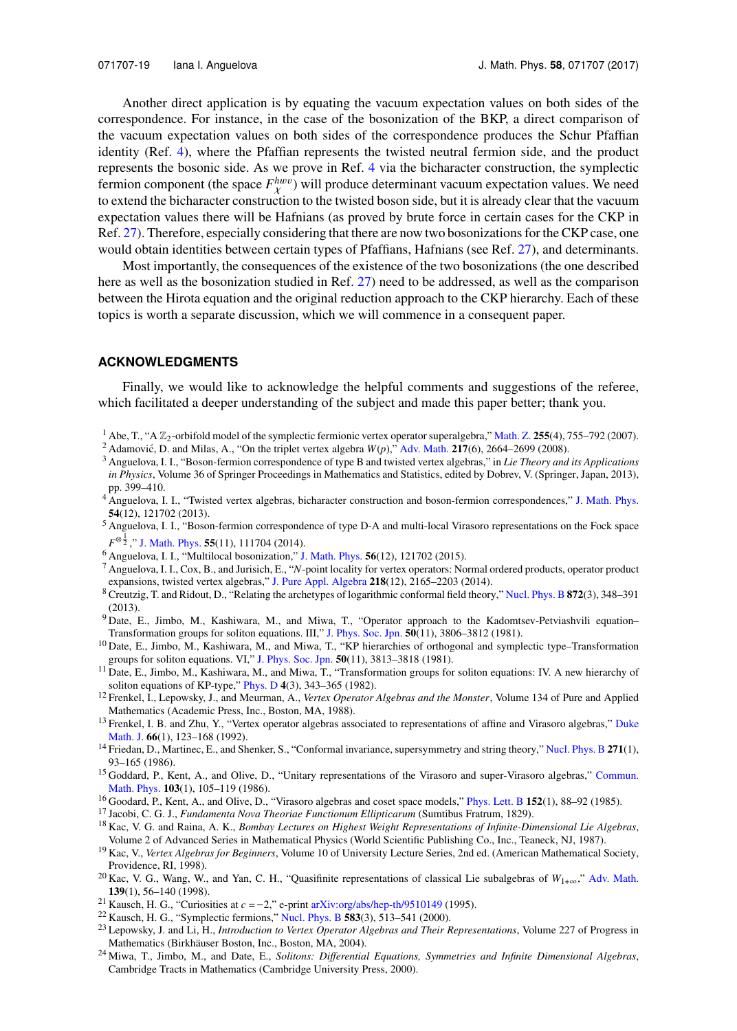Another direct application is by equating the vacuum expectation values on both sides of the correspondence. For instance, in the case of the bosonization of the BKP, a direct comparison of the vacuum expectation values on both sides of the correspondence produces the Schur Pfaffian identity (Ref. 4), where the Pfaffian represents the twisted neutral fermion side, and the product represents the bosonic side. As we prove in Ref. 4 via the bicharacter construction, the symplectic fermion component (the space $F_{\chi}^{hwv}$) will produce determinant vacuum expectation values. We need to extend the bicharacter construction to the twisted boson side, but it is already clear that the vacuum expectation values there will be Hafnians (as proved by brute force in certain cases for the CKP in Ref. 27). Therefore, especially considering that there are now two bosonizations for the CKP case, one would obtain identities between certain types of Pfaffians, Hafnians (see Ref. 27), and determinants.

Most importantly, the consequences of the existence of the two bosonizations (the one described here as well as the bosonization studied in Ref. 27) need to be addressed, as well as the comparison between the Hirota equation and the original reduction approach to the CKP hierarchy. Each of these topics is worth a separate discussion, which we will commence in a consequent paper.

## ACKNOWLEDGMENTS

Finally, we would like to acknowledge the helpful comments and suggestions of the referee, which facilitated a deeper understanding of the subject and made this paper better; thank you.

[1] Abe, T., "A $\mathbb{Z}_2$-orbifold model of the symplectic fermionic vertex operator superalgebra," Math. Z. **255**(4), 755–792 (2007).

[2] Adamović, D. and Milas, A., "On the triplet vertex algebra $W(p)$," Adv. Math. **217**(6), 2664–2699 (2008).

[3] Anguelova, I. I., "Boson-fermion correspondence of type B and twisted vertex algebras," in *Lie Theory and its Applications in Physics*, Volume 36 of Springer Proceedings in Mathematics and Statistics, edited by Dobrev, V. (Springer, Japan, 2013), pp. 399–410.

[4] Anguelova, I. I., "Twisted vertex algebras, bicharacter construction and boson-fermion correspondences," J. Math. Phys. **54**(12), 121702 (2013).

[5] Anguelova, I. I., "Boson-fermion correspondence of type D-A and multi-local Virasoro representations on the Fock space $F^{\otimes\frac{1}{2}}$," J. Math. Phys. **55**(11), 111704 (2014).

[6] Anguelova, I. I., "Multilocal bosonization," J. Math. Phys. **56**(12), 121702 (2015).

[7] Anguelova, I. I., Cox, B., and Jurisich, E., "$N$-point locality for vertex operators: Normal ordered products, operator product expansions, twisted vertex algebras," J. Pure Appl. Algebra **218**(12), 2165–2203 (2014).

[8] Creutzig, T. and Ridout, D., "Relating the archetypes of logarithmic conformal field theory," Nucl. Phys. B **872**(3), 348–391 (2013).

[9] Date, E., Jimbo, M., Kashiwara, M., and Miwa, T., "Operator approach to the Kadomtsev-Petviashvili equation–Transformation groups for soliton equations. III," J. Phys. Soc. Jpn. **50**(11), 3806–3812 (1981).

[10] Date, E., Jimbo, M., Kashiwara, M., and Miwa, T., "KP hierarchies of orthogonal and symplectic type–Transformation groups for soliton equations. VI," J. Phys. Soc. Jpn. **50**(11), 3813–3818 (1981).

[11] Date, E., Jimbo, M., Kashiwara, M., and Miwa, T., "Transformation groups for soliton equations: IV. A new hierarchy of soliton equations of KP-type," Phys. D **4**(3), 343–365 (1982).

[12] Frenkel, I., Lepowsky, J., and Meurman, A., *Vertex Operator Algebras and the Monster*, Volume 134 of Pure and Applied Mathematics (Academic Press, Inc., Boston, MA, 1988).

[13] Frenkel, I. B. and Zhu, Y., "Vertex operator algebras associated to representations of affine and Virasoro algebras," Duke Math. J. **66**(1), 123–168 (1992).

[14] Friedan, D., Martinec, E., and Shenker, S., "Conformal invariance, supersymmetry and string theory," Nucl. Phys. B **271**(1), 93–165 (1986).

[15] Goddard, P., Kent, A., and Olive, D., "Unitary representations of the Virasoro and super-Virasoro algebras," Commun. Math. Phys. **103**(1), 105–119 (1986).

[16] Goodard, P., Kent, A., and Olive, D., "Virasoro algebras and coset space models," Phys. Lett. B **152**(1), 88–92 (1985).

[17] Jacobi, C. G. J., *Fundamenta Nova Theoriae Functionum Ellipticarum* (Sumtibus Fratrum, 1829).

[18] Kac, V. G. and Raina, A. K., *Bombay Lectures on Highest Weight Representations of Infinite-Dimensional Lie Algebras*, Volume 2 of Advanced Series in Mathematical Physics (World Scientific Publishing Co., Inc., Teaneck, NJ, 1987).

[19] Kac, V., *Vertex Algebras for Beginners*, Volume 10 of University Lecture Series, 2nd ed. (American Mathematical Society, Providence, RI, 1998).

[20] Kac, V. G., Wang, W., and Yan, C. H., "Quasifinite representations of classical Lie subalgebras of $W_{1+\infty}$," Adv. Math. **139**(1), 56–140 (1998).

[21] Kausch, H. G., "Curiosities at $c = -2$," e-print arXiv:org/abs/hep-th/9510149 (1995).

[22] Kausch, H. G., "Symplectic fermions," Nucl. Phys. B **583**(3), 513–541 (2000).

[23] Lepowsky, J. and Li, H., *Introduction to Vertex Operator Algebras and Their Representations*, Volume 227 of Progress in Mathematics (Birkhäuser Boston, Inc., Boston, MA, 2004).

[24] Miwa, T., Jimbo, M., and Date, E., *Solitons: Differential Equations, Symmetries and Infinite Dimensional Algebras*, Cambridge Tracts in Mathematics (Cambridge University Press, 2000).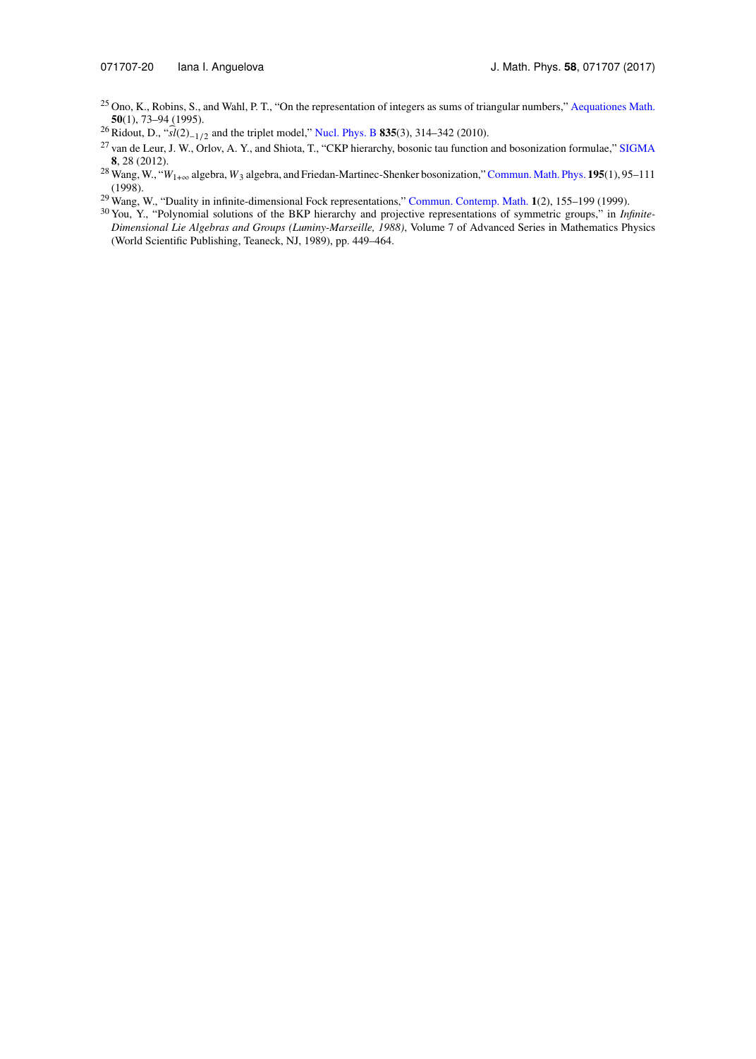[25] Ono, K., Robins, S., and Wahl, P. T., "On the representation of integers as sums of triangular numbers," Aequationes Math. **50**(1), 73–94 (1995).

[26] Ridout, D., "$\widehat{sl}(2)_{-1/2}$ and the triplet model," Nucl. Phys. B **835**(3), 314–342 (2010).

[27] van de Leur, J. W., Orlov, A. Y., and Shiota, T., "CKP hierarchy, bosonic tau function and bosonization formulae," SIGMA **8**, 28 (2012).

[28] Wang, W., "$W_{1+\infty}$ algebra, $W_3$ algebra, and Friedan-Martinec-Shenker bosonization," Commun. Math. Phys. **195**(1), 95–111 (1998).

[29] Wang, W., "Duality in infinite-dimensional Fock representations," Commun. Contemp. Math. **1**(2), 155–199 (1999).

[30] You, Y., "Polynomial solutions of the BKP hierarchy and projective representations of symmetric groups," in *Infinite-Dimensional Lie Algebras and Groups (Luminy-Marseille, 1988)*, Volume 7 of Advanced Series in Mathematics Physics (World Scientific Publishing, Teaneck, NJ, 1989), pp. 449–464.